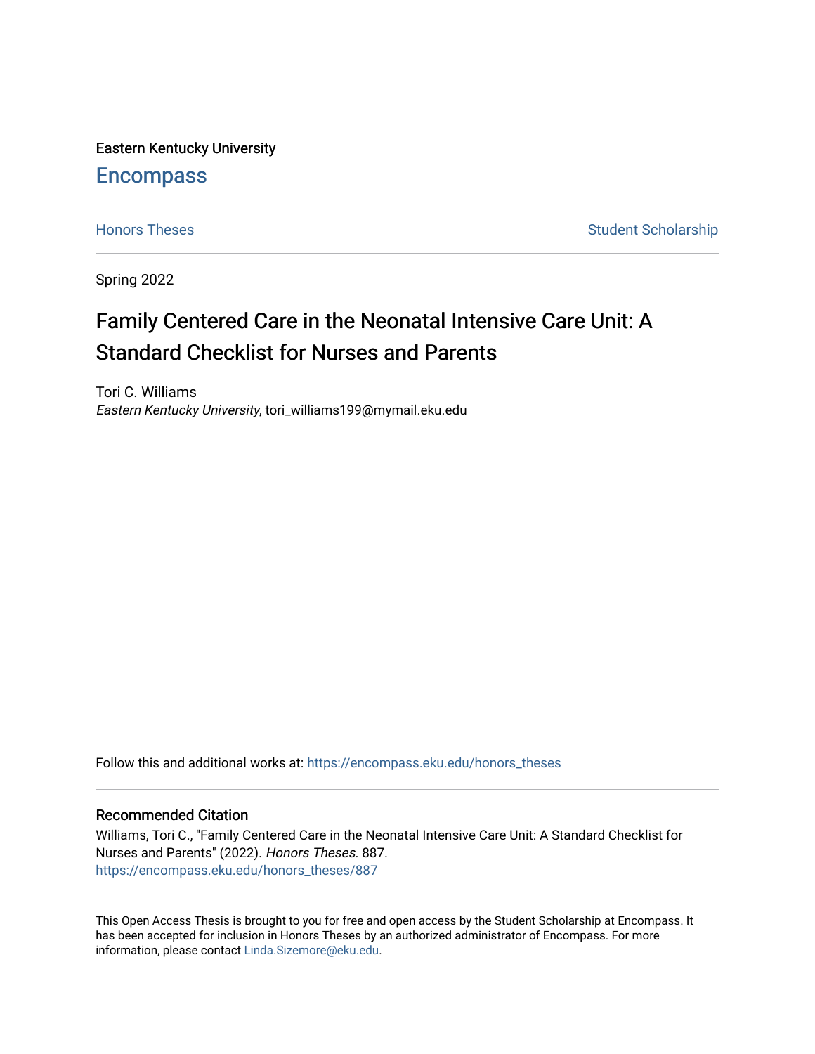Eastern Kentucky University

# Encompass

Honors Theses

Student Scholarship

Spring 2022

## Family Centered Care in the Neonatal Intensive Care Unit: A Standard Checklist for Nurses and Parents

Tori C. Williams
*Eastern Kentucky University*, tori_williams199@mymail.eku.edu

Follow this and additional works at: https://encompass.eku.edu/honors_theses

### Recommended Citation

Williams, Tori C., "Family Centered Care in the Neonatal Intensive Care Unit: A Standard Checklist for Nurses and Parents" (2022). *Honors Theses*. 887.
https://encompass.eku.edu/honors_theses/887

This Open Access Thesis is brought to you for free and open access by the Student Scholarship at Encompass. It has been accepted for inclusion in Honors Theses by an authorized administrator of Encompass. For more information, please contact Linda.Sizemore@eku.edu.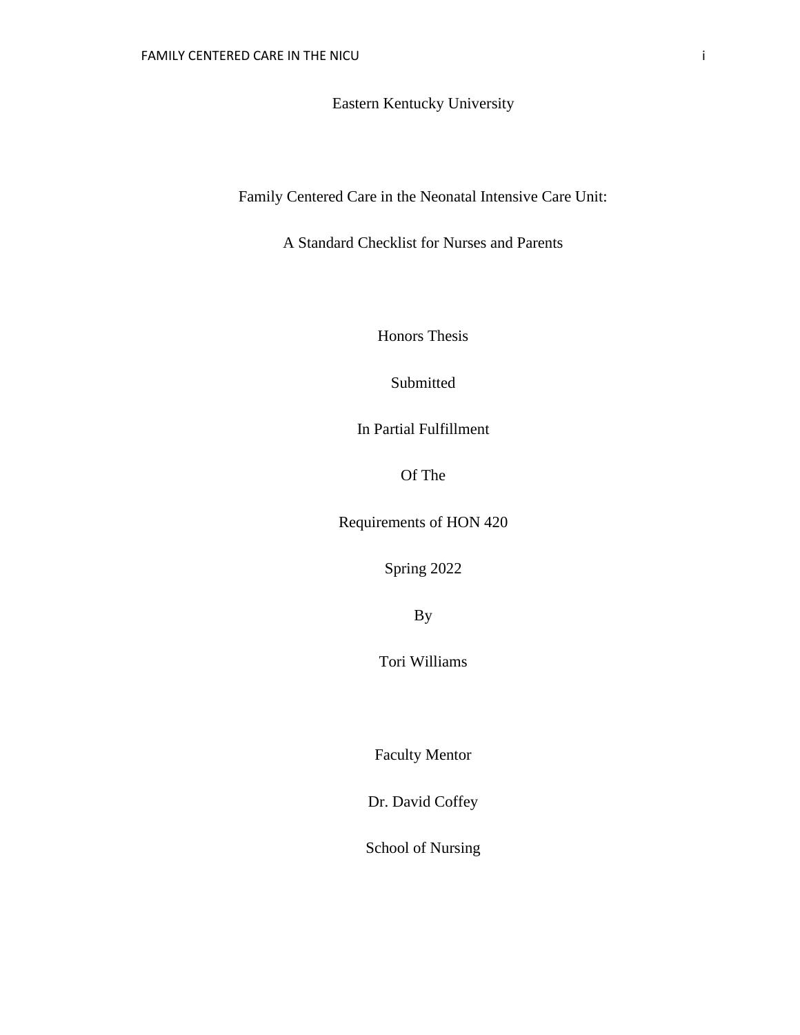Eastern Kentucky University

# Family Centered Care in the Neonatal Intensive Care Unit:

# A Standard Checklist for Nurses and Parents

Honors Thesis

Submitted

In Partial Fulfillment

Of The

Requirements of HON 420

Spring 2022

By

Tori Williams

Faculty Mentor

Dr. David Coffey

School of Nursing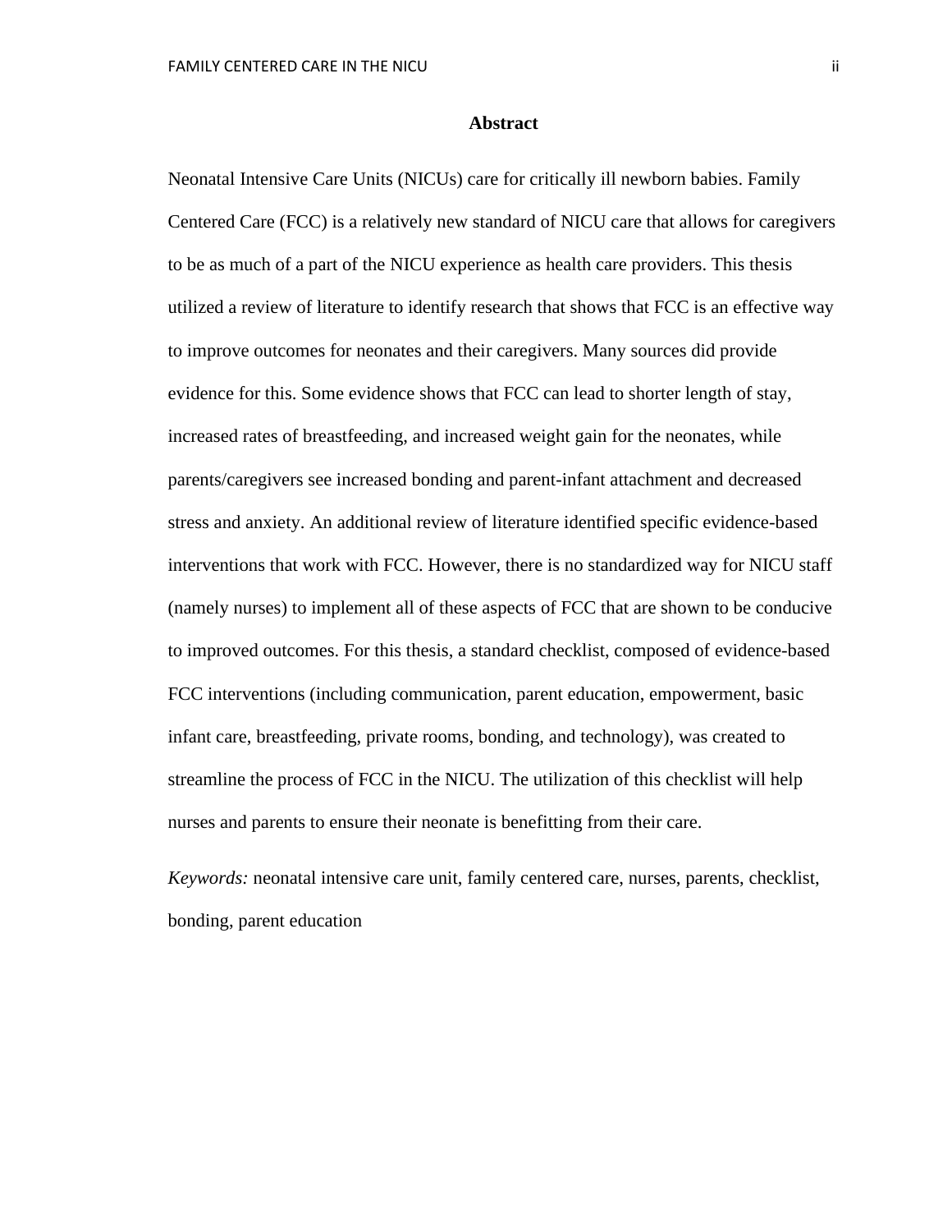# Abstract

Neonatal Intensive Care Units (NICUs) care for critically ill newborn babies. Family Centered Care (FCC) is a relatively new standard of NICU care that allows for caregivers to be as much of a part of the NICU experience as health care providers. This thesis utilized a review of literature to identify research that shows that FCC is an effective way to improve outcomes for neonates and their caregivers. Many sources did provide evidence for this. Some evidence shows that FCC can lead to shorter length of stay, increased rates of breastfeeding, and increased weight gain for the neonates, while parents/caregivers see increased bonding and parent-infant attachment and decreased stress and anxiety. An additional review of literature identified specific evidence-based interventions that work with FCC. However, there is no standardized way for NICU staff (namely nurses) to implement all of these aspects of FCC that are shown to be conducive to improved outcomes. For this thesis, a standard checklist, composed of evidence-based FCC interventions (including communication, parent education, empowerment, basic infant care, breastfeeding, private rooms, bonding, and technology), was created to streamline the process of FCC in the NICU. The utilization of this checklist will help nurses and parents to ensure their neonate is benefitting from their care.

*Keywords:* neonatal intensive care unit, family centered care, nurses, parents, checklist, bonding, parent education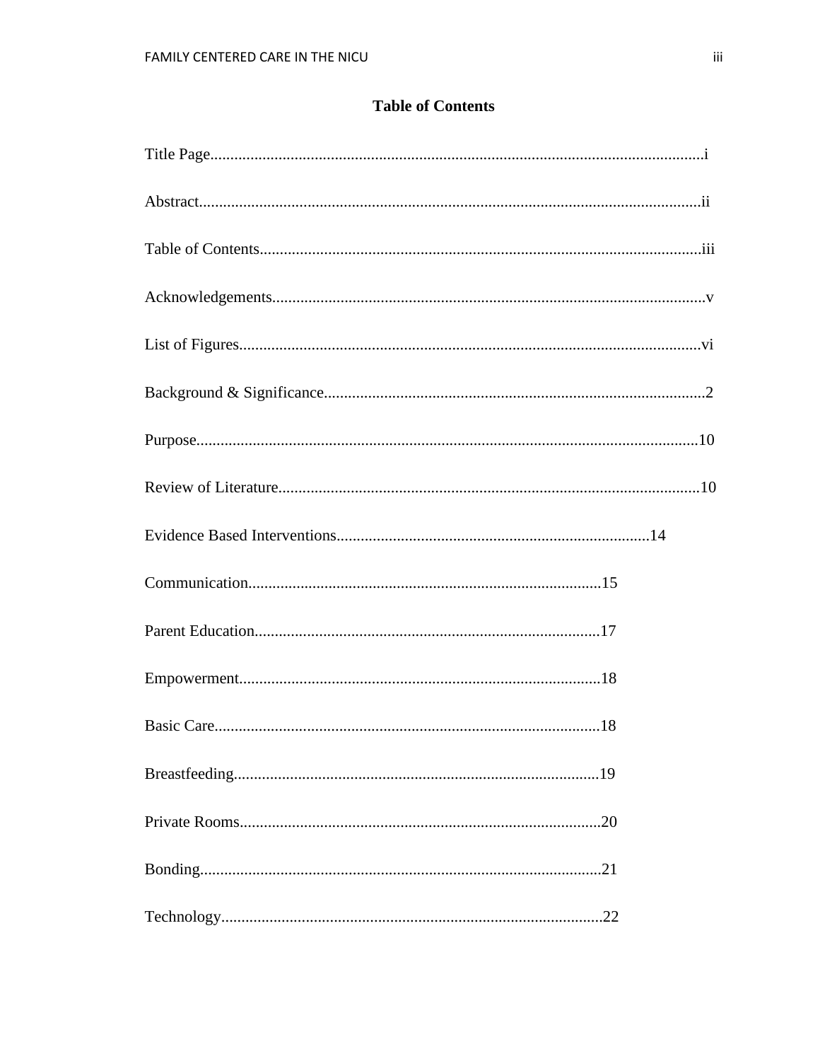# Table of Contents

Title Page..........................................................................................................................i

Abstract...........................................................................................................................ii

Table of Contents............................................................................................................iii

Acknowledgements..........................................................................................................v

List of Figures.................................................................................................................vi

Background & Significance..............................................................................................2

Purpose...........................................................................................................................10

Review of Literature.......................................................................................................10

Evidence Based Interventions............................................................................14

Communication......................................................................................15

Parent Education.....................................................................................17

Empowerment.........................................................................................18

Basic Care...............................................................................................18

Breastfeeding..........................................................................................19

Private Rooms.........................................................................................20

Bonding...................................................................................................21

Technology..............................................................................................22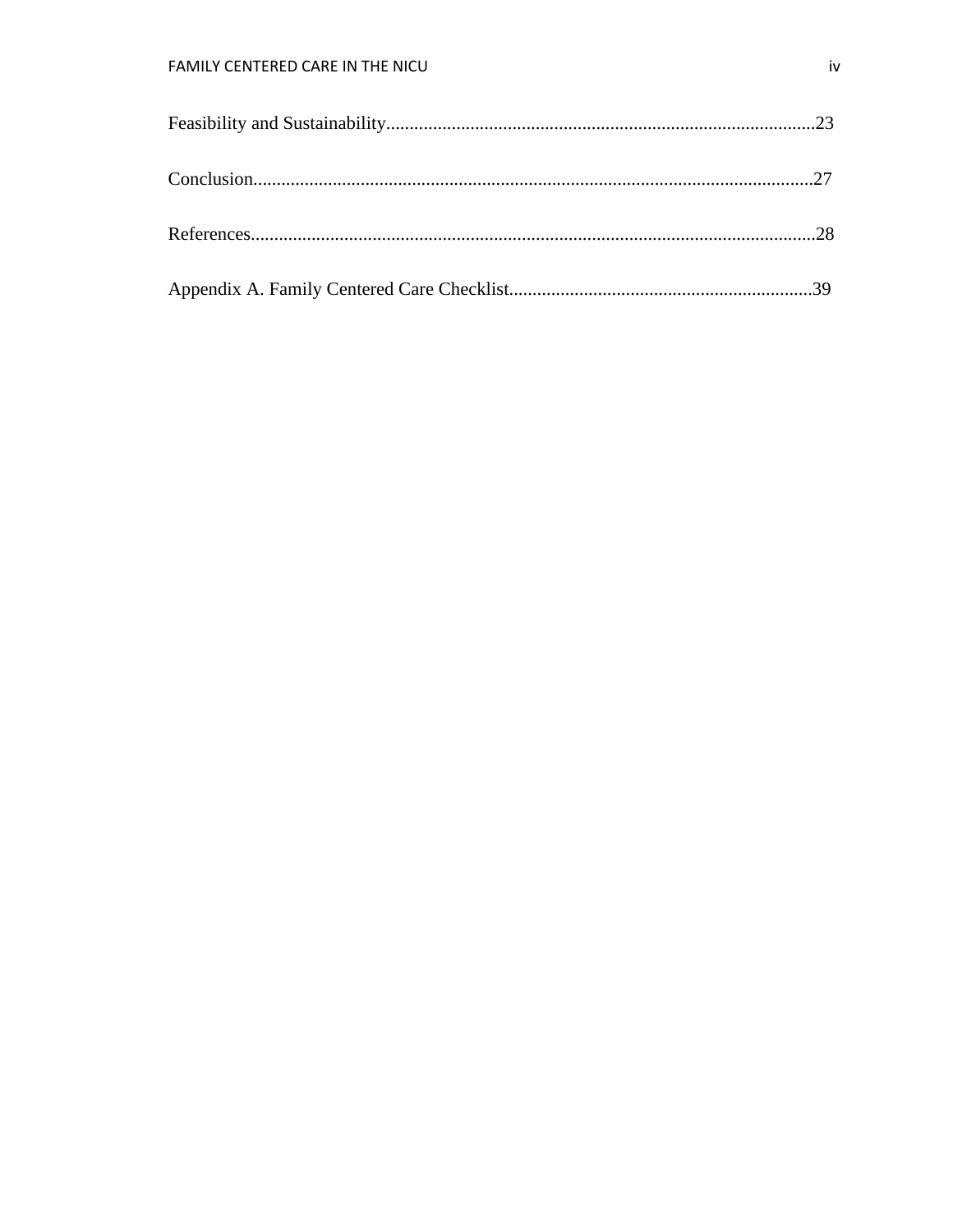Feasibility and Sustainability........................................................................................23

Conclusion....................................................................................................................27

References.....................................................................................................................28

Appendix A. Family Centered Care Checklist................................................................39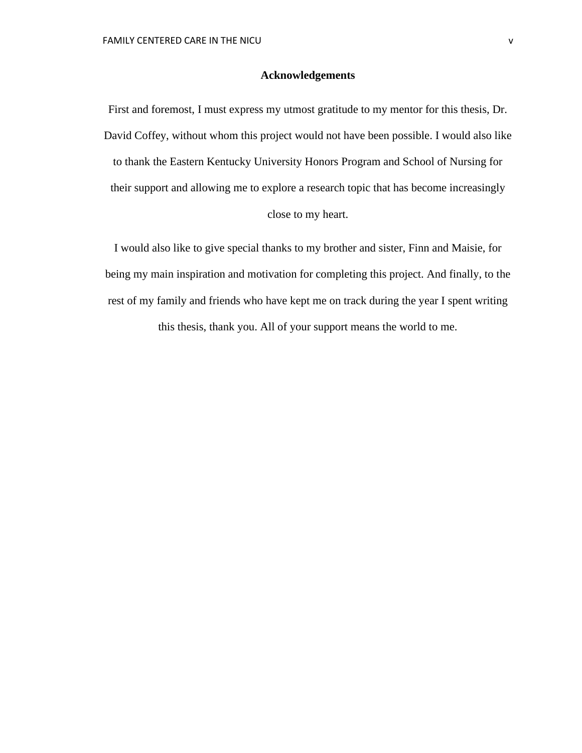# Acknowledgements

First and foremost, I must express my utmost gratitude to my mentor for this thesis, Dr. David Coffey, without whom this project would not have been possible. I would also like to thank the Eastern Kentucky University Honors Program and School of Nursing for their support and allowing me to explore a research topic that has become increasingly close to my heart.

I would also like to give special thanks to my brother and sister, Finn and Maisie, for being my main inspiration and motivation for completing this project. And finally, to the rest of my family and friends who have kept me on track during the year I spent writing this thesis, thank you. All of your support means the world to me.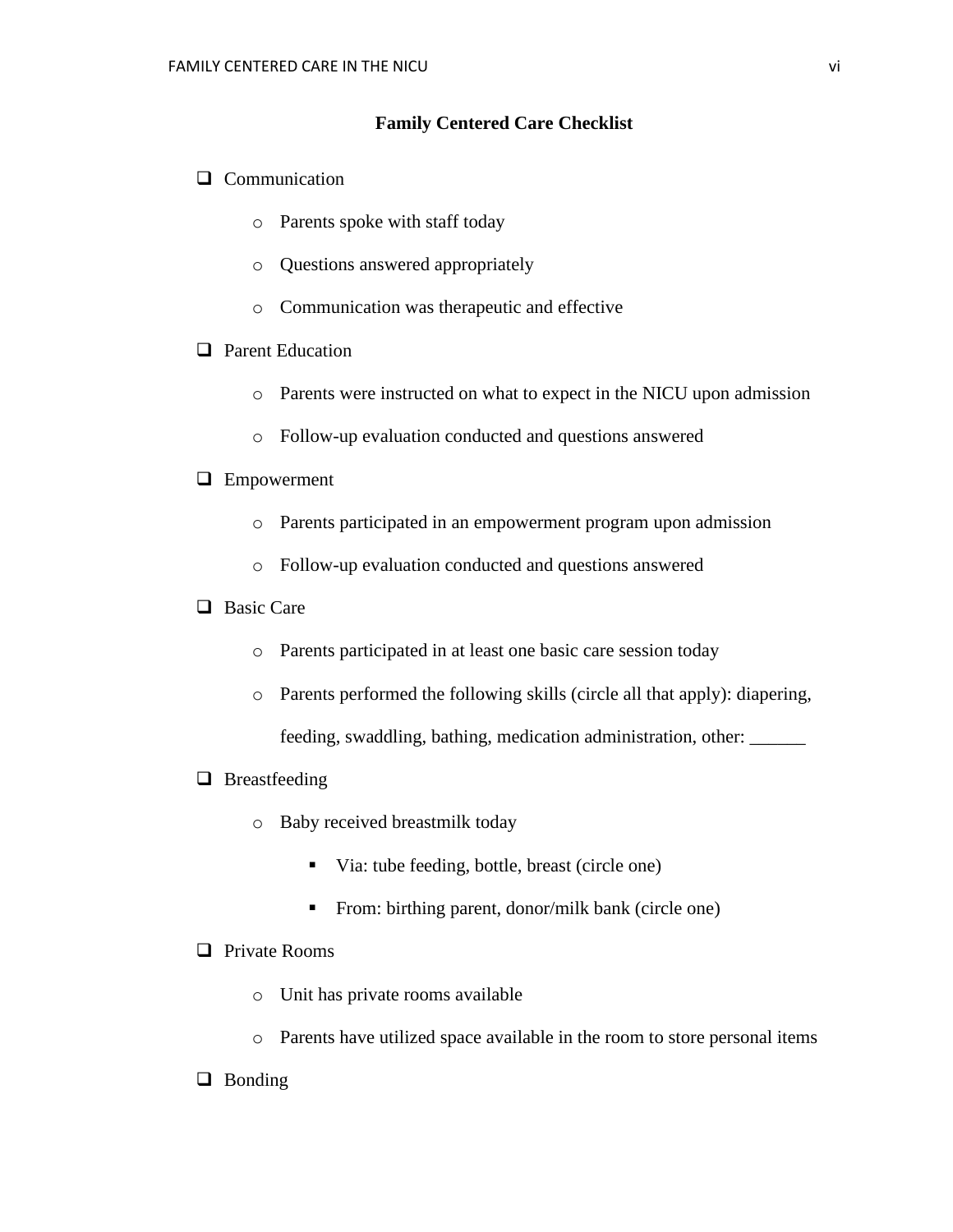## Family Centered Care Checklist

- [ ] Communication
  - Parents spoke with staff today
  - Questions answered appropriately
  - Communication was therapeutic and effective
- [ ] Parent Education
  - Parents were instructed on what to expect in the NICU upon admission
  - Follow-up evaluation conducted and questions answered
- [ ] Empowerment
  - Parents participated in an empowerment program upon admission
  - Follow-up evaluation conducted and questions answered
- [ ] Basic Care
  - Parents participated in at least one basic care session today
  - Parents performed the following skills (circle all that apply): diapering, feeding, swaddling, bathing, medication administration, other: ______
- [ ] Breastfeeding
  - Baby received breastmilk today
    - Via: tube feeding, bottle, breast (circle one)
    - From: birthing parent, donor/milk bank (circle one)
- [ ] Private Rooms
  - Unit has private rooms available
  - Parents have utilized space available in the room to store personal items
- [ ] Bonding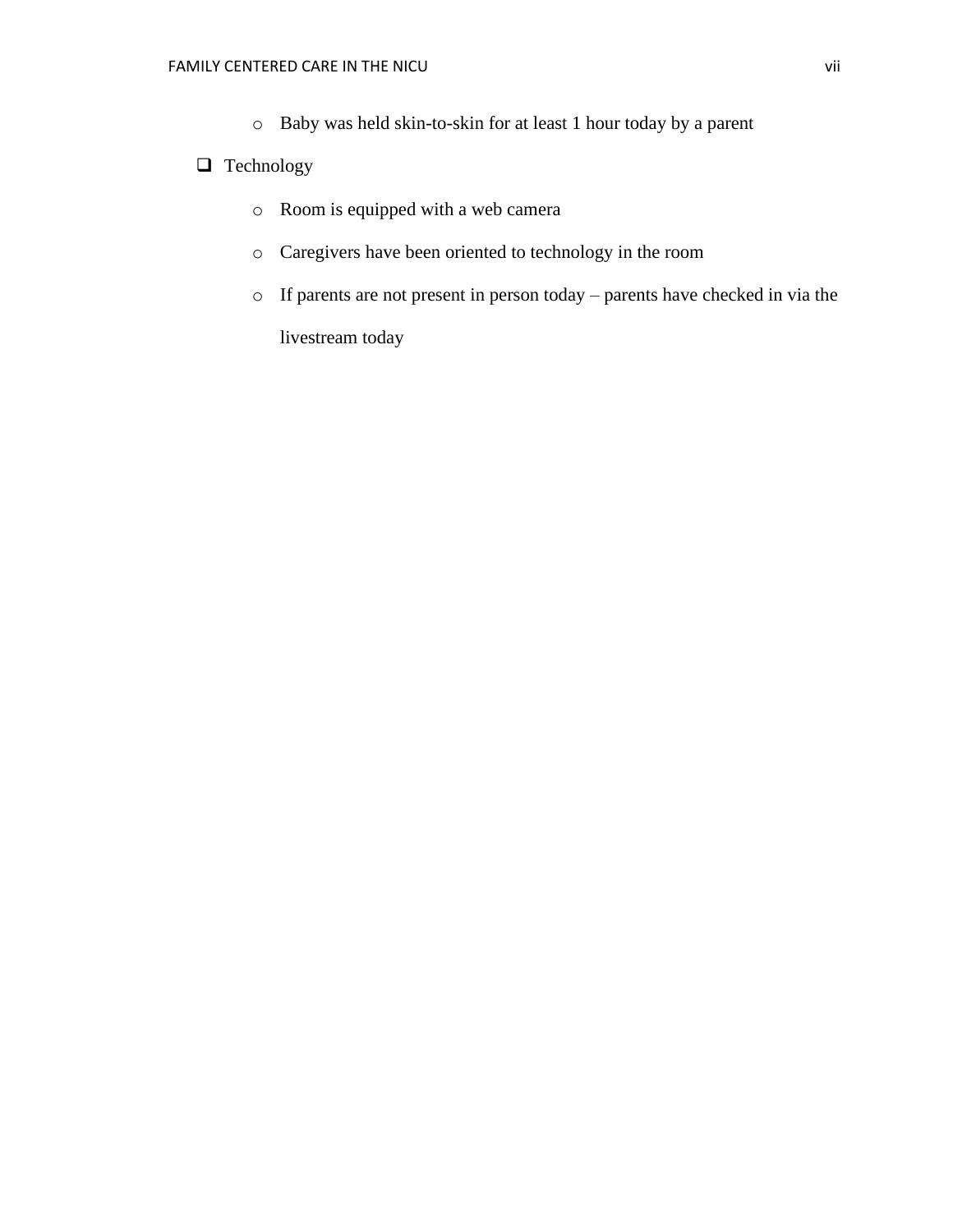- Baby was held skin-to-skin for at least 1 hour today by a parent

- [ ] Technology
  - Room is equipped with a web camera
  - Caregivers have been oriented to technology in the room
  - If parents are not present in person today – parents have checked in via the livestream today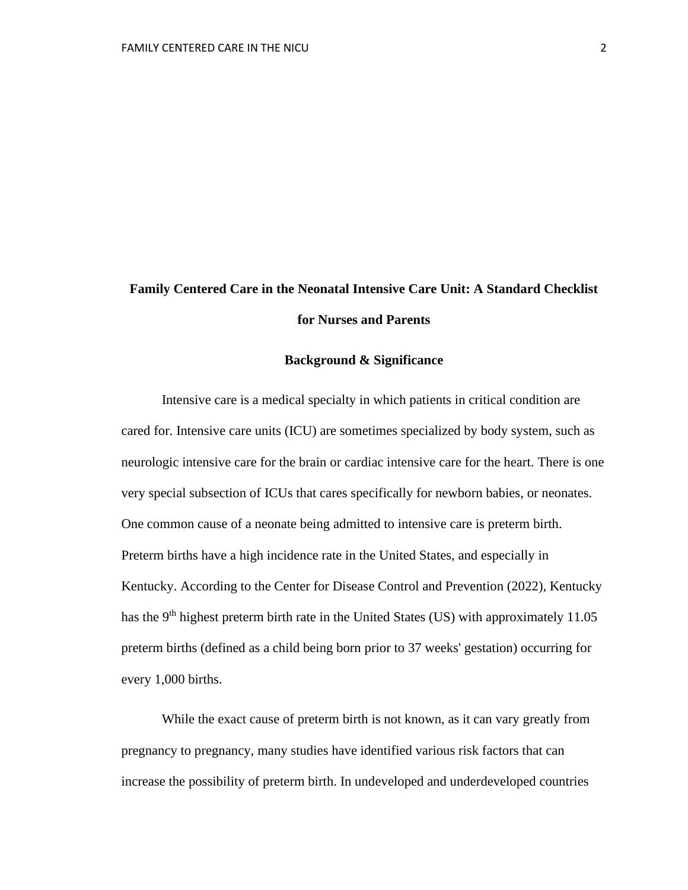# Family Centered Care in the Neonatal Intensive Care Unit: A Standard Checklist for Nurses and Parents

## Background & Significance

Intensive care is a medical specialty in which patients in critical condition are cared for. Intensive care units (ICU) are sometimes specialized by body system, such as neurologic intensive care for the brain or cardiac intensive care for the heart. There is one very special subsection of ICUs that cares specifically for newborn babies, or neonates. One common cause of a neonate being admitted to intensive care is preterm birth. Preterm births have a high incidence rate in the United States, and especially in Kentucky. According to the Center for Disease Control and Prevention (2022), Kentucky has the 9$^{th}$ highest preterm birth rate in the United States (US) with approximately 11.05 preterm births (defined as a child being born prior to 37 weeks' gestation) occurring for every 1,000 births.

While the exact cause of preterm birth is not known, as it can vary greatly from pregnancy to pregnancy, many studies have identified various risk factors that can increase the possibility of preterm birth. In undeveloped and underdeveloped countries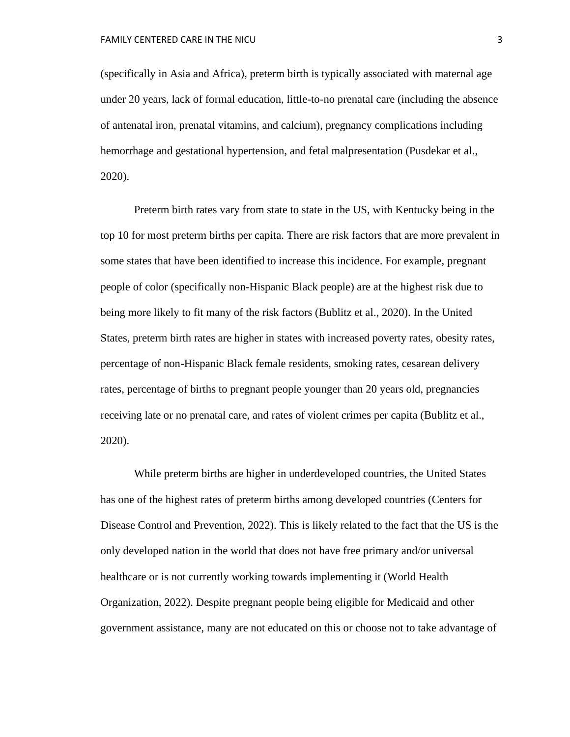(specifically in Asia and Africa), preterm birth is typically associated with maternal age under 20 years, lack of formal education, little-to-no prenatal care (including the absence of antenatal iron, prenatal vitamins, and calcium), pregnancy complications including hemorrhage and gestational hypertension, and fetal malpresentation (Pusdekar et al., 2020).

Preterm birth rates vary from state to state in the US, with Kentucky being in the top 10 for most preterm births per capita. There are risk factors that are more prevalent in some states that have been identified to increase this incidence. For example, pregnant people of color (specifically non-Hispanic Black people) are at the highest risk due to being more likely to fit many of the risk factors (Bublitz et al., 2020). In the United States, preterm birth rates are higher in states with increased poverty rates, obesity rates, percentage of non-Hispanic Black female residents, smoking rates, cesarean delivery rates, percentage of births to pregnant people younger than 20 years old, pregnancies receiving late or no prenatal care, and rates of violent crimes per capita (Bublitz et al., 2020).

While preterm births are higher in underdeveloped countries, the United States has one of the highest rates of preterm births among developed countries (Centers for Disease Control and Prevention, 2022). This is likely related to the fact that the US is the only developed nation in the world that does not have free primary and/or universal healthcare or is not currently working towards implementing it (World Health Organization, 2022). Despite pregnant people being eligible for Medicaid and other government assistance, many are not educated on this or choose not to take advantage of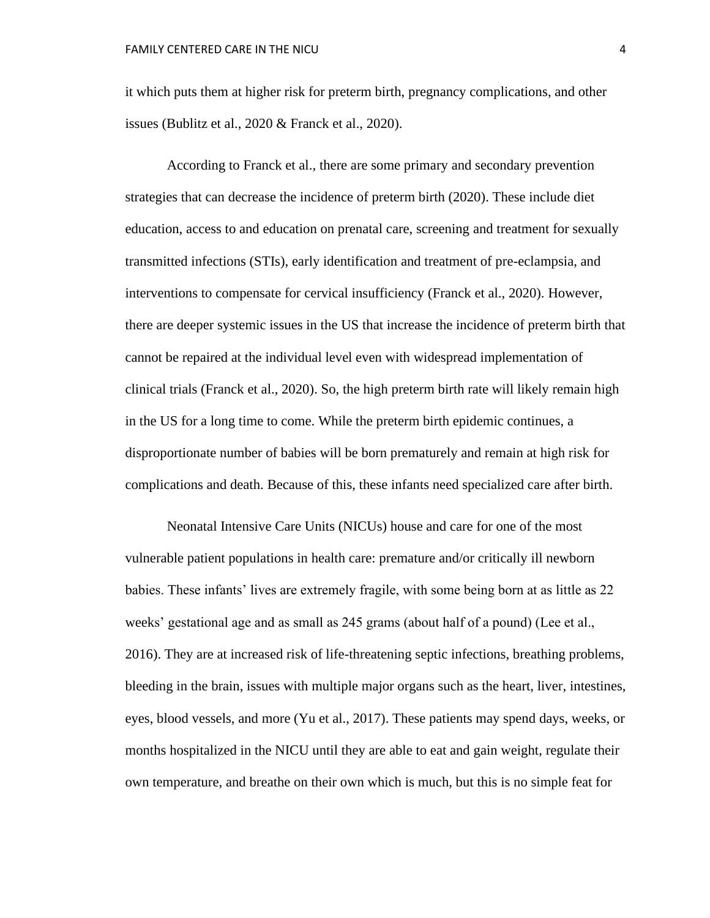it which puts them at higher risk for preterm birth, pregnancy complications, and other issues (Bublitz et al., 2020 & Franck et al., 2020).

According to Franck et al., there are some primary and secondary prevention strategies that can decrease the incidence of preterm birth (2020). These include diet education, access to and education on prenatal care, screening and treatment for sexually transmitted infections (STIs), early identification and treatment of pre-eclampsia, and interventions to compensate for cervical insufficiency (Franck et al., 2020). However, there are deeper systemic issues in the US that increase the incidence of preterm birth that cannot be repaired at the individual level even with widespread implementation of clinical trials (Franck et al., 2020). So, the high preterm birth rate will likely remain high in the US for a long time to come. While the preterm birth epidemic continues, a disproportionate number of babies will be born prematurely and remain at high risk for complications and death. Because of this, these infants need specialized care after birth.

Neonatal Intensive Care Units (NICUs) house and care for one of the most vulnerable patient populations in health care: premature and/or critically ill newborn babies. These infants' lives are extremely fragile, with some being born at as little as 22 weeks' gestational age and as small as 245 grams (about half of a pound) (Lee et al., 2016). They are at increased risk of life-threatening septic infections, breathing problems, bleeding in the brain, issues with multiple major organs such as the heart, liver, intestines, eyes, blood vessels, and more (Yu et al., 2017). These patients may spend days, weeks, or months hospitalized in the NICU until they are able to eat and gain weight, regulate their own temperature, and breathe on their own which is much, but this is no simple feat for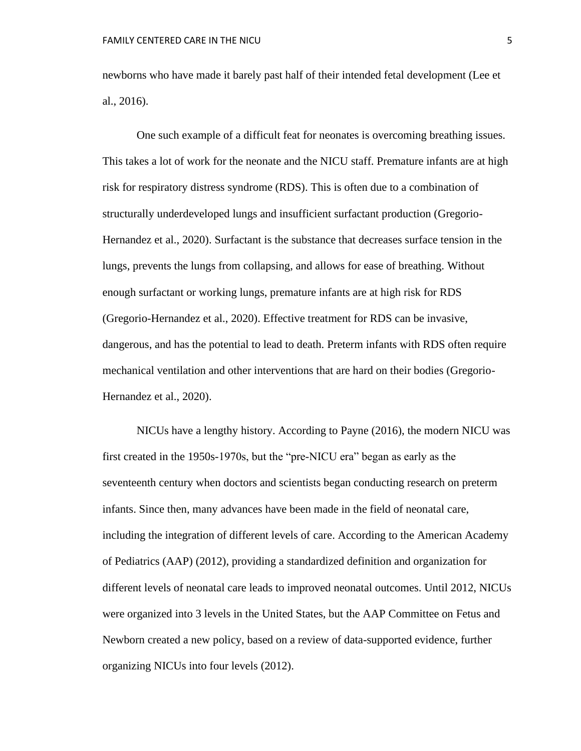newborns who have made it barely past half of their intended fetal development (Lee et al., 2016).

One such example of a difficult feat for neonates is overcoming breathing issues. This takes a lot of work for the neonate and the NICU staff. Premature infants are at high risk for respiratory distress syndrome (RDS). This is often due to a combination of structurally underdeveloped lungs and insufficient surfactant production (Gregorio-Hernandez et al., 2020). Surfactant is the substance that decreases surface tension in the lungs, prevents the lungs from collapsing, and allows for ease of breathing. Without enough surfactant or working lungs, premature infants are at high risk for RDS (Gregorio-Hernandez et al., 2020). Effective treatment for RDS can be invasive, dangerous, and has the potential to lead to death. Preterm infants with RDS often require mechanical ventilation and other interventions that are hard on their bodies (Gregorio-Hernandez et al., 2020).

NICUs have a lengthy history. According to Payne (2016), the modern NICU was first created in the 1950s-1970s, but the "pre-NICU era" began as early as the seventeenth century when doctors and scientists began conducting research on preterm infants. Since then, many advances have been made in the field of neonatal care, including the integration of different levels of care. According to the American Academy of Pediatrics (AAP) (2012), providing a standardized definition and organization for different levels of neonatal care leads to improved neonatal outcomes. Until 2012, NICUs were organized into 3 levels in the United States, but the AAP Committee on Fetus and Newborn created a new policy, based on a review of data-supported evidence, further organizing NICUs into four levels (2012).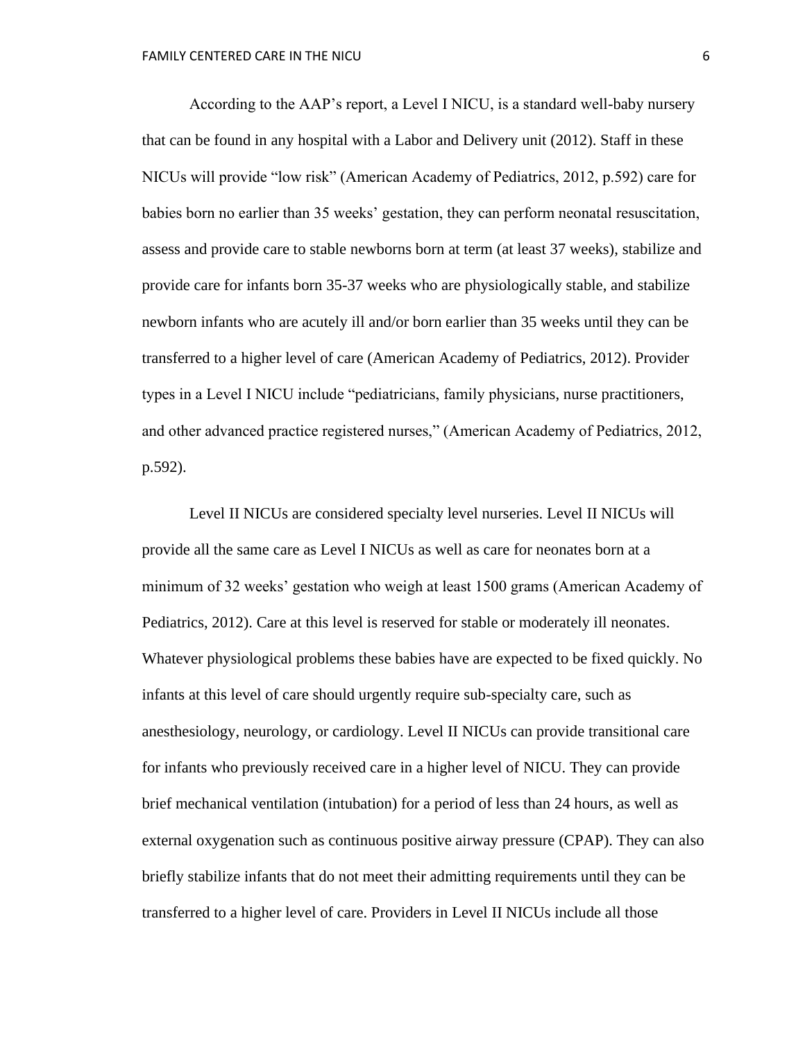According to the AAP's report, a Level I NICU, is a standard well-baby nursery that can be found in any hospital with a Labor and Delivery unit (2012). Staff in these NICUs will provide "low risk" (American Academy of Pediatrics, 2012, p.592) care for babies born no earlier than 35 weeks' gestation, they can perform neonatal resuscitation, assess and provide care to stable newborns born at term (at least 37 weeks), stabilize and provide care for infants born 35-37 weeks who are physiologically stable, and stabilize newborn infants who are acutely ill and/or born earlier than 35 weeks until they can be transferred to a higher level of care (American Academy of Pediatrics, 2012). Provider types in a Level I NICU include "pediatricians, family physicians, nurse practitioners, and other advanced practice registered nurses," (American Academy of Pediatrics, 2012, p.592).

Level II NICUs are considered specialty level nurseries. Level II NICUs will provide all the same care as Level I NICUs as well as care for neonates born at a minimum of 32 weeks' gestation who weigh at least 1500 grams (American Academy of Pediatrics, 2012). Care at this level is reserved for stable or moderately ill neonates. Whatever physiological problems these babies have are expected to be fixed quickly. No infants at this level of care should urgently require sub-specialty care, such as anesthesiology, neurology, or cardiology. Level II NICUs can provide transitional care for infants who previously received care in a higher level of NICU. They can provide brief mechanical ventilation (intubation) for a period of less than 24 hours, as well as external oxygenation such as continuous positive airway pressure (CPAP). They can also briefly stabilize infants that do not meet their admitting requirements until they can be transferred to a higher level of care. Providers in Level II NICUs include all those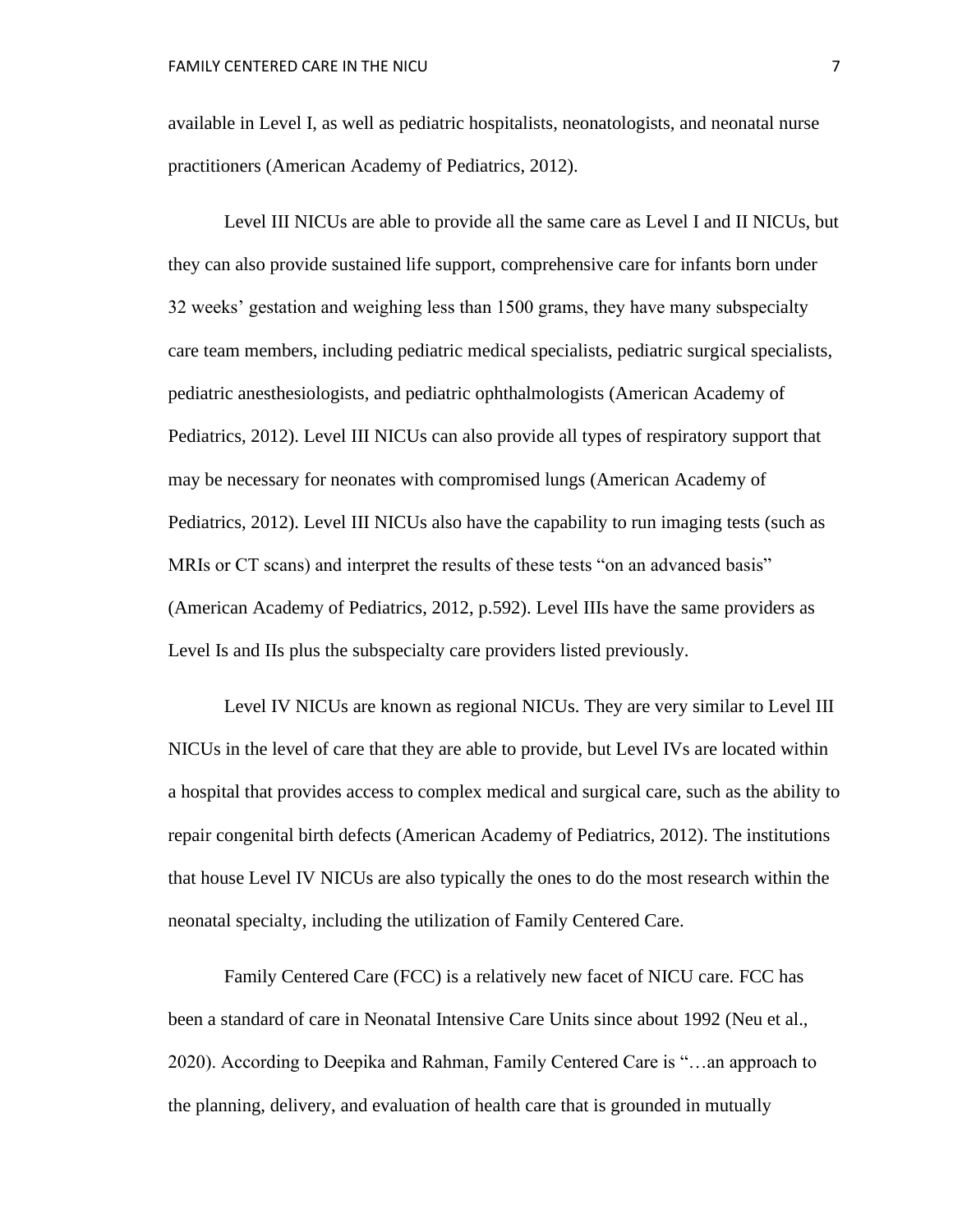available in Level I, as well as pediatric hospitalists, neonatologists, and neonatal nurse practitioners (American Academy of Pediatrics, 2012).

Level III NICUs are able to provide all the same care as Level I and II NICUs, but they can also provide sustained life support, comprehensive care for infants born under 32 weeks' gestation and weighing less than 1500 grams, they have many subspecialty care team members, including pediatric medical specialists, pediatric surgical specialists, pediatric anesthesiologists, and pediatric ophthalmologists (American Academy of Pediatrics, 2012). Level III NICUs can also provide all types of respiratory support that may be necessary for neonates with compromised lungs (American Academy of Pediatrics, 2012). Level III NICUs also have the capability to run imaging tests (such as MRIs or CT scans) and interpret the results of these tests "on an advanced basis" (American Academy of Pediatrics, 2012, p.592). Level IIIs have the same providers as Level Is and IIs plus the subspecialty care providers listed previously.

Level IV NICUs are known as regional NICUs. They are very similar to Level III NICUs in the level of care that they are able to provide, but Level IVs are located within a hospital that provides access to complex medical and surgical care, such as the ability to repair congenital birth defects (American Academy of Pediatrics, 2012). The institutions that house Level IV NICUs are also typically the ones to do the most research within the neonatal specialty, including the utilization of Family Centered Care.

Family Centered Care (FCC) is a relatively new facet of NICU care. FCC has been a standard of care in Neonatal Intensive Care Units since about 1992 (Neu et al., 2020). According to Deepika and Rahman, Family Centered Care is "…an approach to the planning, delivery, and evaluation of health care that is grounded in mutually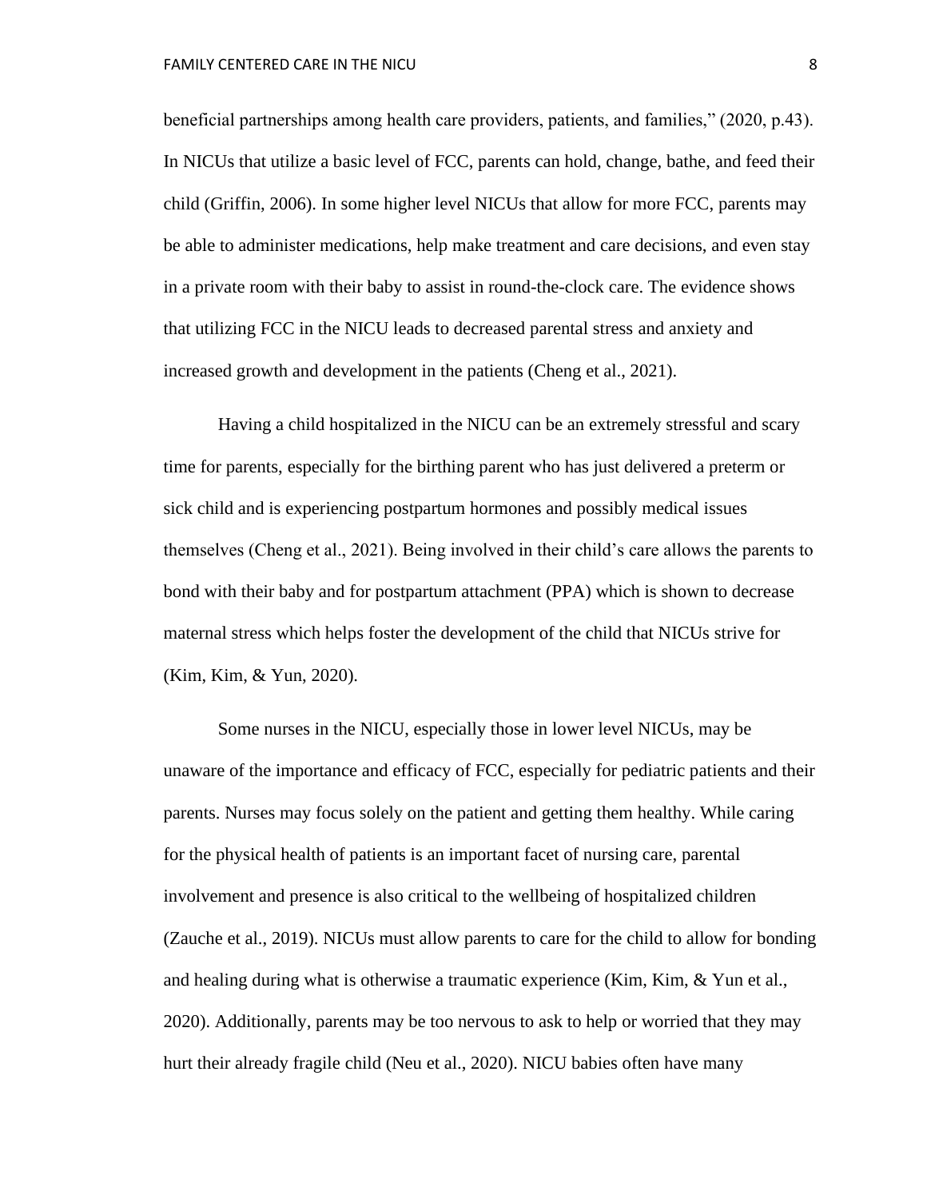beneficial partnerships among health care providers, patients, and families," (2020, p.43). In NICUs that utilize a basic level of FCC, parents can hold, change, bathe, and feed their child (Griffin, 2006). In some higher level NICUs that allow for more FCC, parents may be able to administer medications, help make treatment and care decisions, and even stay in a private room with their baby to assist in round-the-clock care. The evidence shows that utilizing FCC in the NICU leads to decreased parental stress and anxiety and increased growth and development in the patients (Cheng et al., 2021).

Having a child hospitalized in the NICU can be an extremely stressful and scary time for parents, especially for the birthing parent who has just delivered a preterm or sick child and is experiencing postpartum hormones and possibly medical issues themselves (Cheng et al., 2021). Being involved in their child's care allows the parents to bond with their baby and for postpartum attachment (PPA) which is shown to decrease maternal stress which helps foster the development of the child that NICUs strive for (Kim, Kim, & Yun, 2020).

Some nurses in the NICU, especially those in lower level NICUs, may be unaware of the importance and efficacy of FCC, especially for pediatric patients and their parents. Nurses may focus solely on the patient and getting them healthy. While caring for the physical health of patients is an important facet of nursing care, parental involvement and presence is also critical to the wellbeing of hospitalized children (Zauche et al., 2019). NICUs must allow parents to care for the child to allow for bonding and healing during what is otherwise a traumatic experience (Kim, Kim, & Yun et al., 2020). Additionally, parents may be too nervous to ask to help or worried that they may hurt their already fragile child (Neu et al., 2020). NICU babies often have many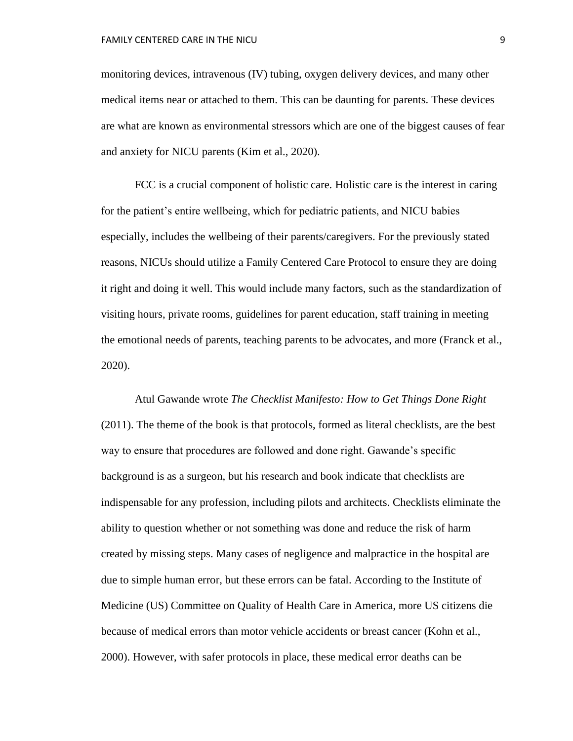monitoring devices, intravenous (IV) tubing, oxygen delivery devices, and many other medical items near or attached to them. This can be daunting for parents. These devices are what are known as environmental stressors which are one of the biggest causes of fear and anxiety for NICU parents (Kim et al., 2020).

FCC is a crucial component of holistic care. Holistic care is the interest in caring for the patient's entire wellbeing, which for pediatric patients, and NICU babies especially, includes the wellbeing of their parents/caregivers. For the previously stated reasons, NICUs should utilize a Family Centered Care Protocol to ensure they are doing it right and doing it well. This would include many factors, such as the standardization of visiting hours, private rooms, guidelines for parent education, staff training in meeting the emotional needs of parents, teaching parents to be advocates, and more (Franck et al., 2020).

Atul Gawande wrote *The Checklist Manifesto: How to Get Things Done Right* (2011). The theme of the book is that protocols, formed as literal checklists, are the best way to ensure that procedures are followed and done right. Gawande's specific background is as a surgeon, but his research and book indicate that checklists are indispensable for any profession, including pilots and architects. Checklists eliminate the ability to question whether or not something was done and reduce the risk of harm created by missing steps. Many cases of negligence and malpractice in the hospital are due to simple human error, but these errors can be fatal. According to the Institute of Medicine (US) Committee on Quality of Health Care in America, more US citizens die because of medical errors than motor vehicle accidents or breast cancer (Kohn et al., 2000). However, with safer protocols in place, these medical error deaths can be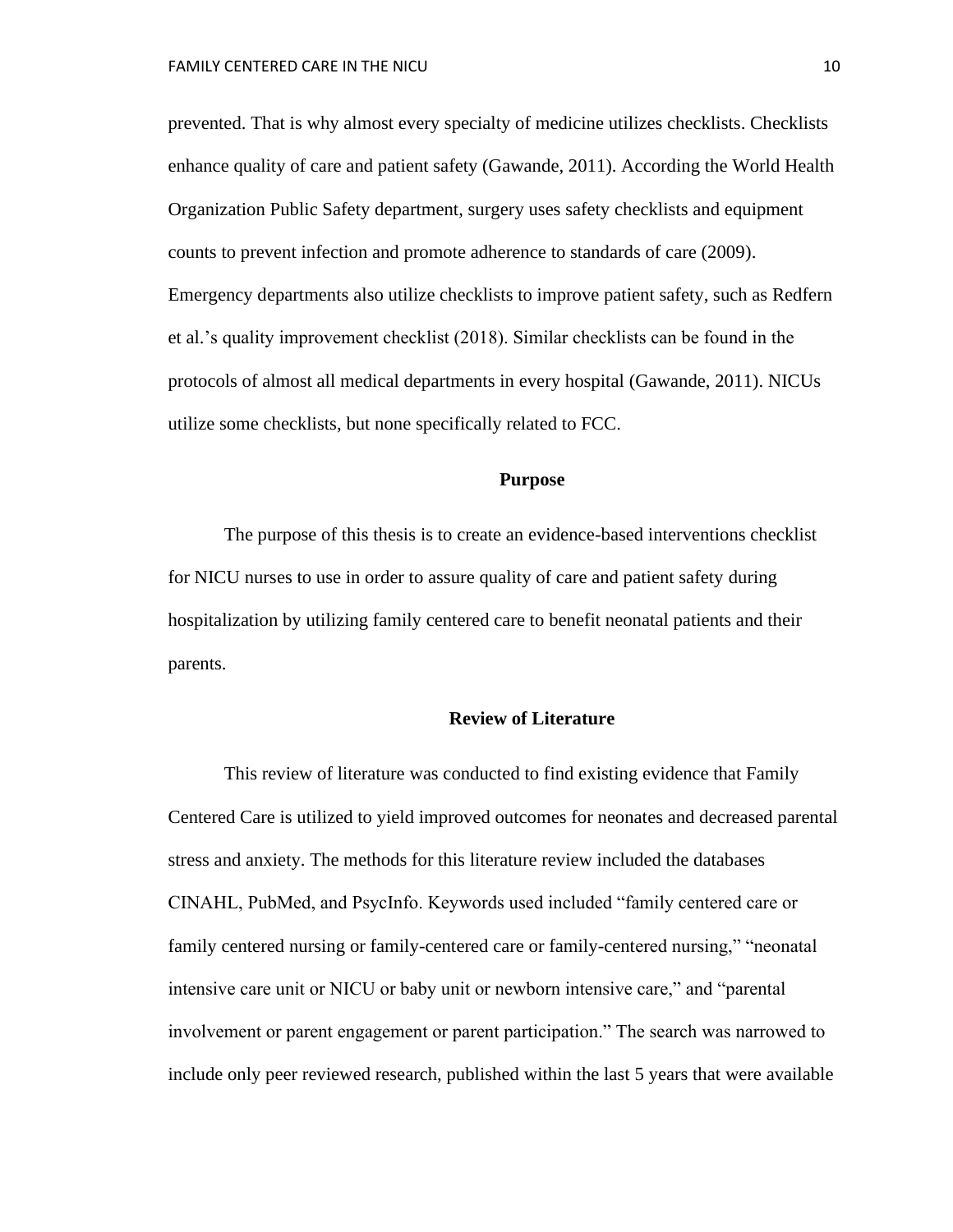prevented. That is why almost every specialty of medicine utilizes checklists. Checklists enhance quality of care and patient safety (Gawande, 2011). According the World Health Organization Public Safety department, surgery uses safety checklists and equipment counts to prevent infection and promote adherence to standards of care (2009). Emergency departments also utilize checklists to improve patient safety, such as Redfern et al.'s quality improvement checklist (2018). Similar checklists can be found in the protocols of almost all medical departments in every hospital (Gawande, 2011). NICUs utilize some checklists, but none specifically related to FCC.

## Purpose

The purpose of this thesis is to create an evidence-based interventions checklist for NICU nurses to use in order to assure quality of care and patient safety during hospitalization by utilizing family centered care to benefit neonatal patients and their parents.

## Review of Literature

This review of literature was conducted to find existing evidence that Family Centered Care is utilized to yield improved outcomes for neonates and decreased parental stress and anxiety. The methods for this literature review included the databases CINAHL, PubMed, and PsycInfo. Keywords used included "family centered care or family centered nursing or family-centered care or family-centered nursing," "neonatal intensive care unit or NICU or baby unit or newborn intensive care," and "parental involvement or parent engagement or parent participation." The search was narrowed to include only peer reviewed research, published within the last 5 years that were available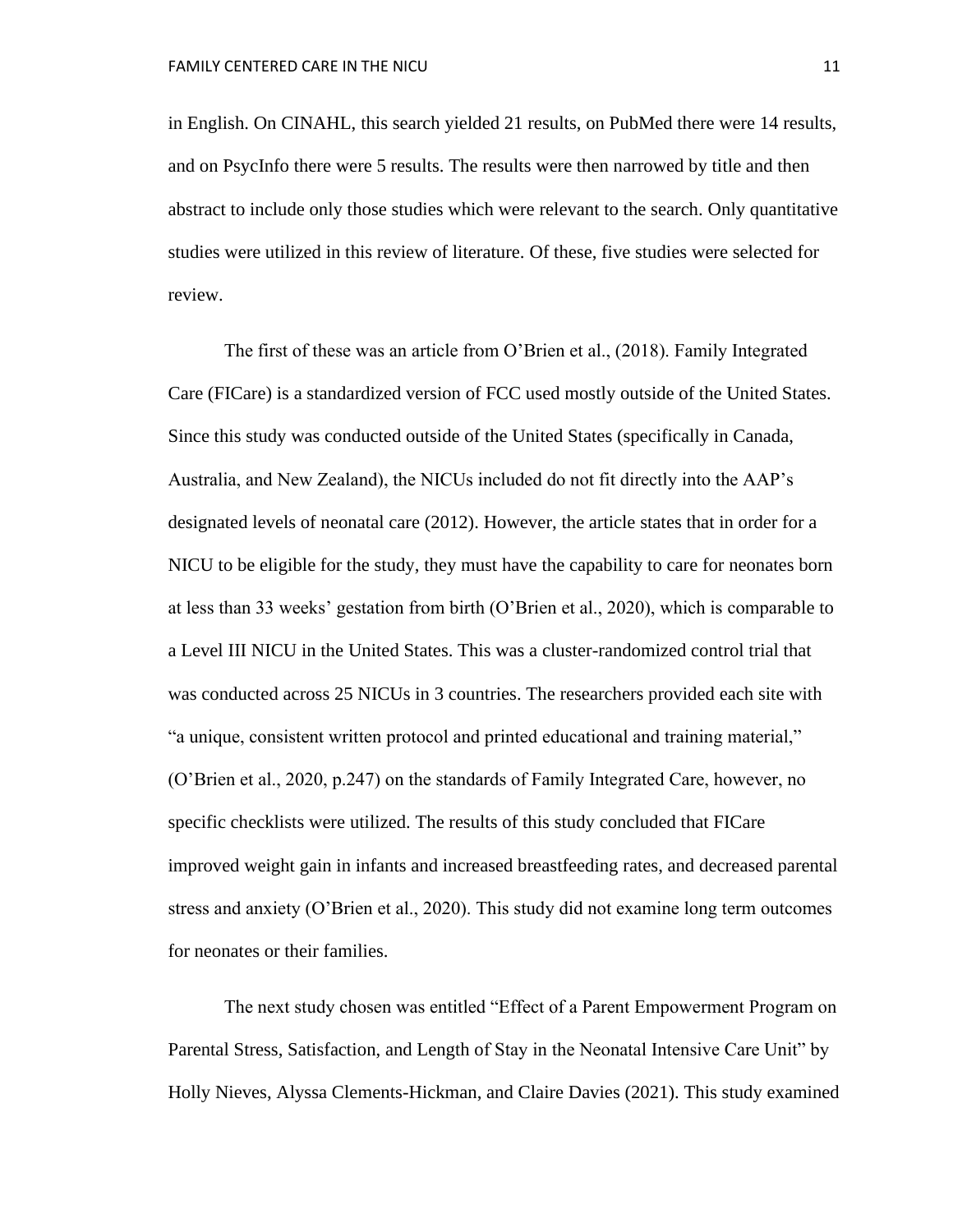in English. On CINAHL, this search yielded 21 results, on PubMed there were 14 results, and on PsycInfo there were 5 results. The results were then narrowed by title and then abstract to include only those studies which were relevant to the search. Only quantitative studies were utilized in this review of literature. Of these, five studies were selected for review.

The first of these was an article from O'Brien et al., (2018). Family Integrated Care (FICare) is a standardized version of FCC used mostly outside of the United States. Since this study was conducted outside of the United States (specifically in Canada, Australia, and New Zealand), the NICUs included do not fit directly into the AAP's designated levels of neonatal care (2012). However, the article states that in order for a NICU to be eligible for the study, they must have the capability to care for neonates born at less than 33 weeks' gestation from birth (O'Brien et al., 2020), which is comparable to a Level III NICU in the United States. This was a cluster-randomized control trial that was conducted across 25 NICUs in 3 countries. The researchers provided each site with "a unique, consistent written protocol and printed educational and training material," (O'Brien et al., 2020, p.247) on the standards of Family Integrated Care, however, no specific checklists were utilized. The results of this study concluded that FICare improved weight gain in infants and increased breastfeeding rates, and decreased parental stress and anxiety (O'Brien et al., 2020). This study did not examine long term outcomes for neonates or their families.

The next study chosen was entitled "Effect of a Parent Empowerment Program on Parental Stress, Satisfaction, and Length of Stay in the Neonatal Intensive Care Unit" by Holly Nieves, Alyssa Clements-Hickman, and Claire Davies (2021). This study examined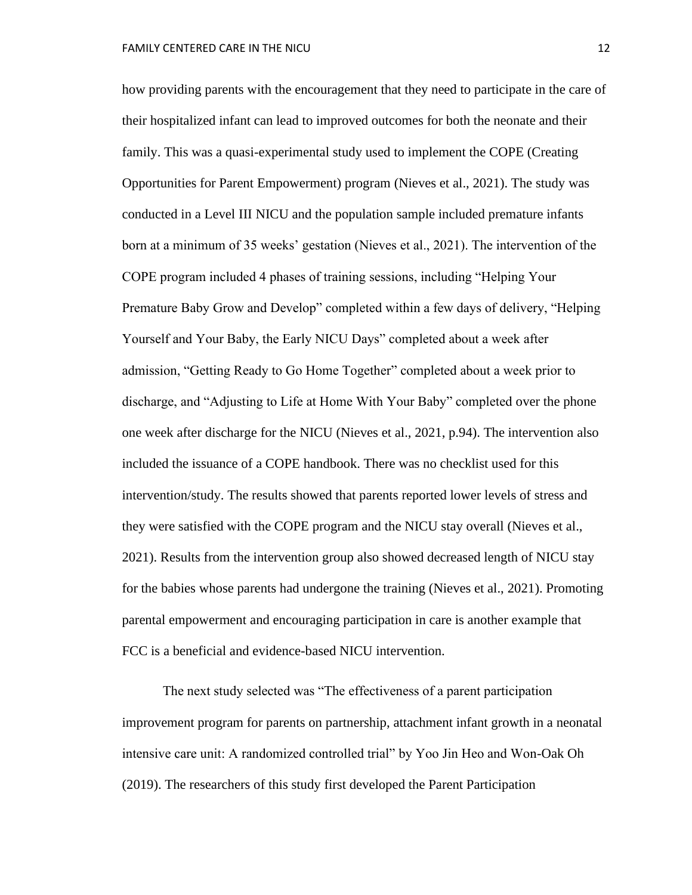how providing parents with the encouragement that they need to participate in the care of their hospitalized infant can lead to improved outcomes for both the neonate and their family. This was a quasi-experimental study used to implement the COPE (Creating Opportunities for Parent Empowerment) program (Nieves et al., 2021). The study was conducted in a Level III NICU and the population sample included premature infants born at a minimum of 35 weeks' gestation (Nieves et al., 2021). The intervention of the COPE program included 4 phases of training sessions, including "Helping Your Premature Baby Grow and Develop" completed within a few days of delivery, "Helping Yourself and Your Baby, the Early NICU Days" completed about a week after admission, "Getting Ready to Go Home Together" completed about a week prior to discharge, and "Adjusting to Life at Home With Your Baby" completed over the phone one week after discharge for the NICU (Nieves et al., 2021, p.94). The intervention also included the issuance of a COPE handbook. There was no checklist used for this intervention/study. The results showed that parents reported lower levels of stress and they were satisfied with the COPE program and the NICU stay overall (Nieves et al., 2021). Results from the intervention group also showed decreased length of NICU stay for the babies whose parents had undergone the training (Nieves et al., 2021). Promoting parental empowerment and encouraging participation in care is another example that FCC is a beneficial and evidence-based NICU intervention.

The next study selected was "The effectiveness of a parent participation improvement program for parents on partnership, attachment infant growth in a neonatal intensive care unit: A randomized controlled trial" by Yoo Jin Heo and Won-Oak Oh (2019). The researchers of this study first developed the Parent Participation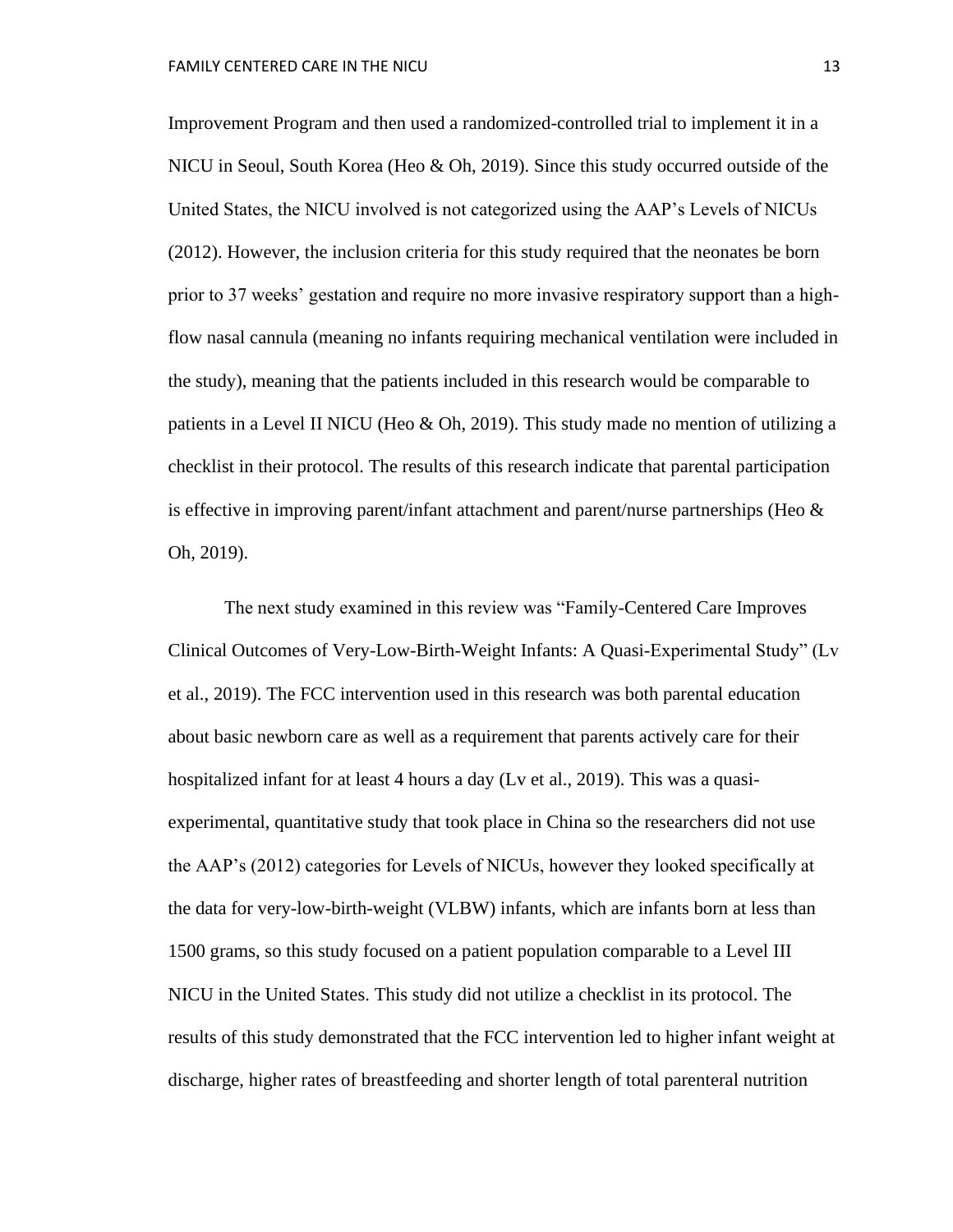Improvement Program and then used a randomized-controlled trial to implement it in a NICU in Seoul, South Korea (Heo & Oh, 2019). Since this study occurred outside of the United States, the NICU involved is not categorized using the AAP's Levels of NICUs (2012). However, the inclusion criteria for this study required that the neonates be born prior to 37 weeks' gestation and require no more invasive respiratory support than a high-flow nasal cannula (meaning no infants requiring mechanical ventilation were included in the study), meaning that the patients included in this research would be comparable to patients in a Level II NICU (Heo & Oh, 2019). This study made no mention of utilizing a checklist in their protocol. The results of this research indicate that parental participation is effective in improving parent/infant attachment and parent/nurse partnerships (Heo & Oh, 2019).

The next study examined in this review was "Family-Centered Care Improves Clinical Outcomes of Very-Low-Birth-Weight Infants: A Quasi-Experimental Study" (Lv et al., 2019). The FCC intervention used in this research was both parental education about basic newborn care as well as a requirement that parents actively care for their hospitalized infant for at least 4 hours a day (Lv et al., 2019). This was a quasi-experimental, quantitative study that took place in China so the researchers did not use the AAP's (2012) categories for Levels of NICUs, however they looked specifically at the data for very-low-birth-weight (VLBW) infants, which are infants born at less than 1500 grams, so this study focused on a patient population comparable to a Level III NICU in the United States. This study did not utilize a checklist in its protocol. The results of this study demonstrated that the FCC intervention led to higher infant weight at discharge, higher rates of breastfeeding and shorter length of total parenteral nutrition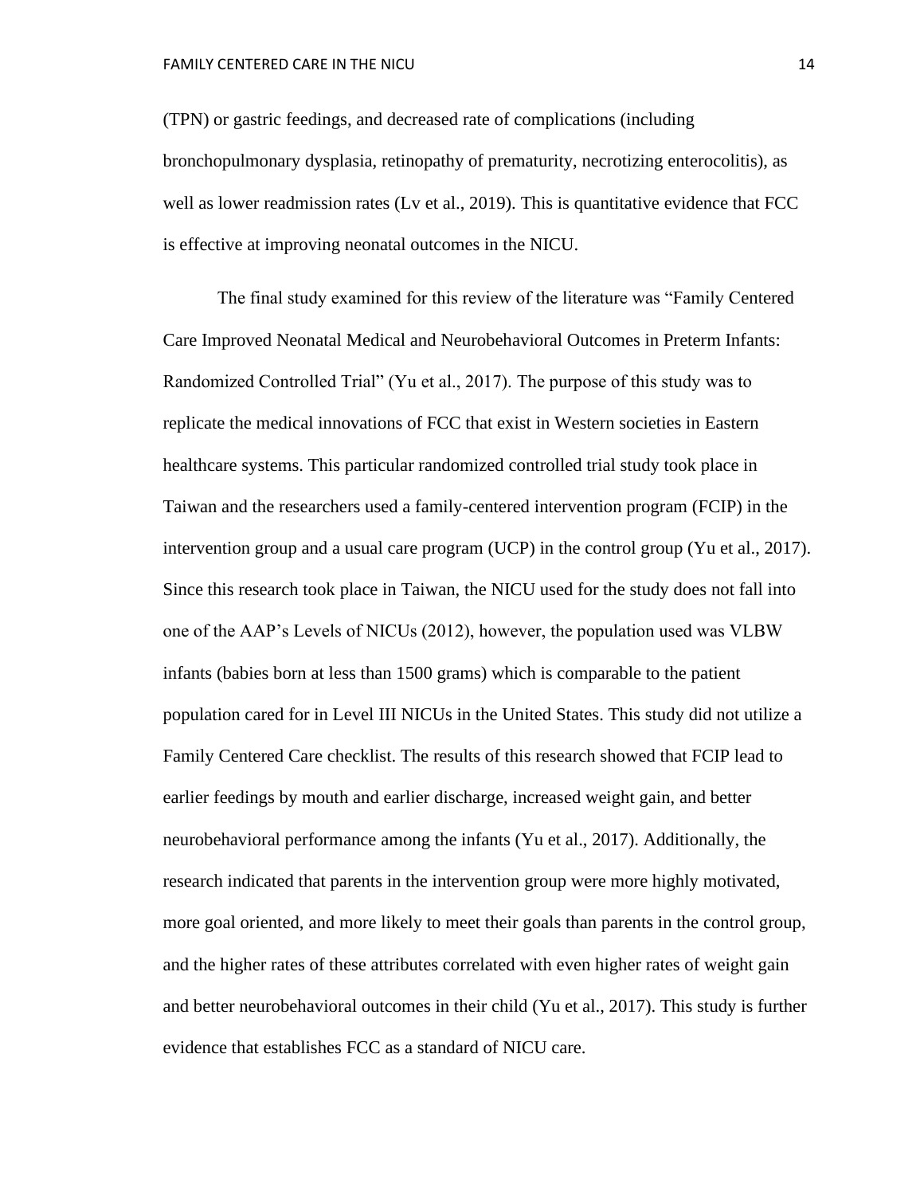(TPN) or gastric feedings, and decreased rate of complications (including bronchopulmonary dysplasia, retinopathy of prematurity, necrotizing enterocolitis), as well as lower readmission rates (Lv et al., 2019). This is quantitative evidence that FCC is effective at improving neonatal outcomes in the NICU.

The final study examined for this review of the literature was "Family Centered Care Improved Neonatal Medical and Neurobehavioral Outcomes in Preterm Infants: Randomized Controlled Trial" (Yu et al., 2017). The purpose of this study was to replicate the medical innovations of FCC that exist in Western societies in Eastern healthcare systems. This particular randomized controlled trial study took place in Taiwan and the researchers used a family-centered intervention program (FCIP) in the intervention group and a usual care program (UCP) in the control group (Yu et al., 2017). Since this research took place in Taiwan, the NICU used for the study does not fall into one of the AAP's Levels of NICUs (2012), however, the population used was VLBW infants (babies born at less than 1500 grams) which is comparable to the patient population cared for in Level III NICUs in the United States. This study did not utilize a Family Centered Care checklist. The results of this research showed that FCIP lead to earlier feedings by mouth and earlier discharge, increased weight gain, and better neurobehavioral performance among the infants (Yu et al., 2017). Additionally, the research indicated that parents in the intervention group were more highly motivated, more goal oriented, and more likely to meet their goals than parents in the control group, and the higher rates of these attributes correlated with even higher rates of weight gain and better neurobehavioral outcomes in their child (Yu et al., 2017). This study is further evidence that establishes FCC as a standard of NICU care.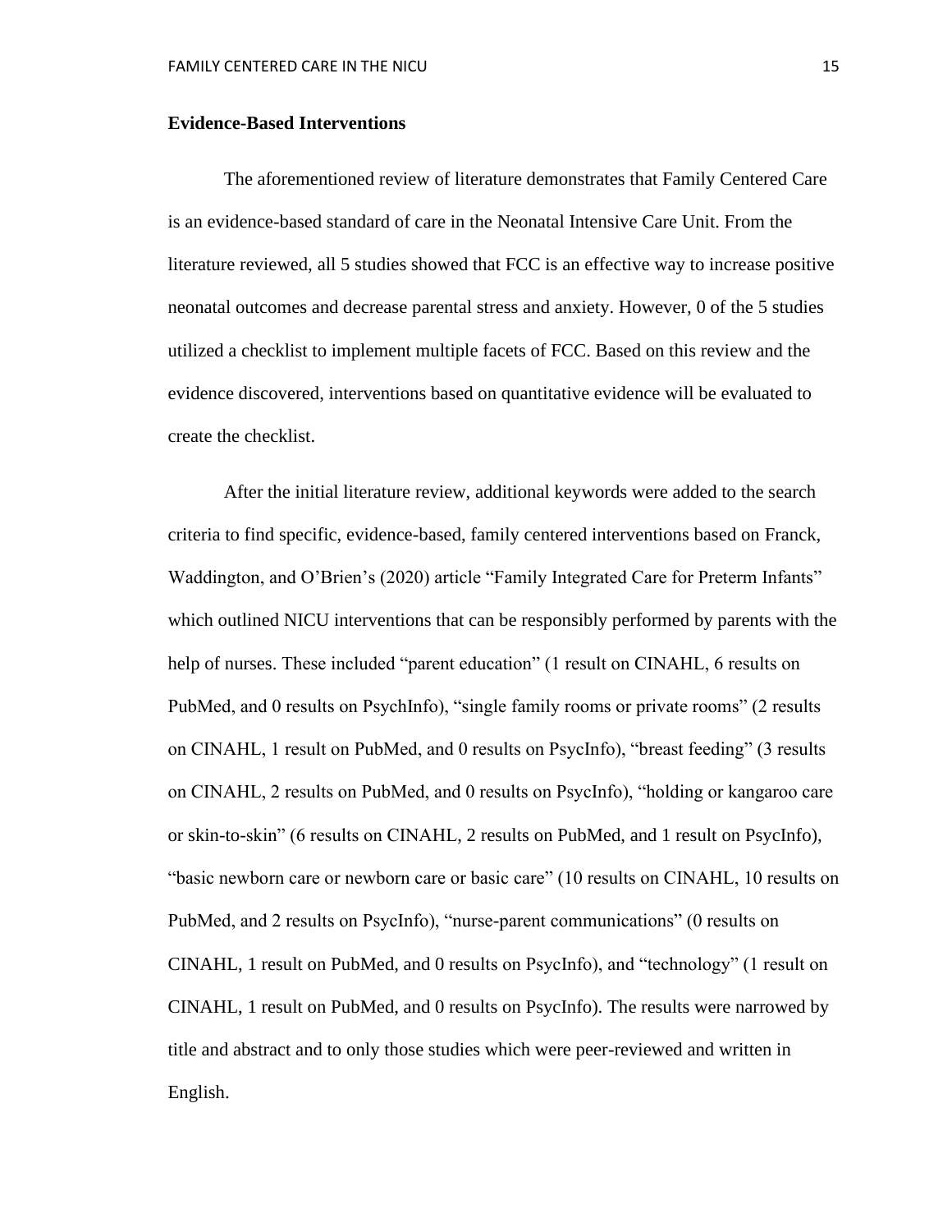**Evidence-Based Interventions**

The aforementioned review of literature demonstrates that Family Centered Care is an evidence-based standard of care in the Neonatal Intensive Care Unit. From the literature reviewed, all 5 studies showed that FCC is an effective way to increase positive neonatal outcomes and decrease parental stress and anxiety. However, 0 of the 5 studies utilized a checklist to implement multiple facets of FCC. Based on this review and the evidence discovered, interventions based on quantitative evidence will be evaluated to create the checklist.

After the initial literature review, additional keywords were added to the search criteria to find specific, evidence-based, family centered interventions based on Franck, Waddington, and O'Brien's (2020) article "Family Integrated Care for Preterm Infants" which outlined NICU interventions that can be responsibly performed by parents with the help of nurses. These included "parent education" (1 result on CINAHL, 6 results on PubMed, and 0 results on PsychInfo), "single family rooms or private rooms" (2 results on CINAHL, 1 result on PubMed, and 0 results on PsycInfo), "breast feeding" (3 results on CINAHL, 2 results on PubMed, and 0 results on PsycInfo), "holding or kangaroo care or skin-to-skin" (6 results on CINAHL, 2 results on PubMed, and 1 result on PsycInfo), "basic newborn care or newborn care or basic care" (10 results on CINAHL, 10 results on PubMed, and 2 results on PsycInfo), "nurse-parent communications" (0 results on CINAHL, 1 result on PubMed, and 0 results on PsycInfo), and "technology" (1 result on CINAHL, 1 result on PubMed, and 0 results on PsycInfo). The results were narrowed by title and abstract and to only those studies which were peer-reviewed and written in English.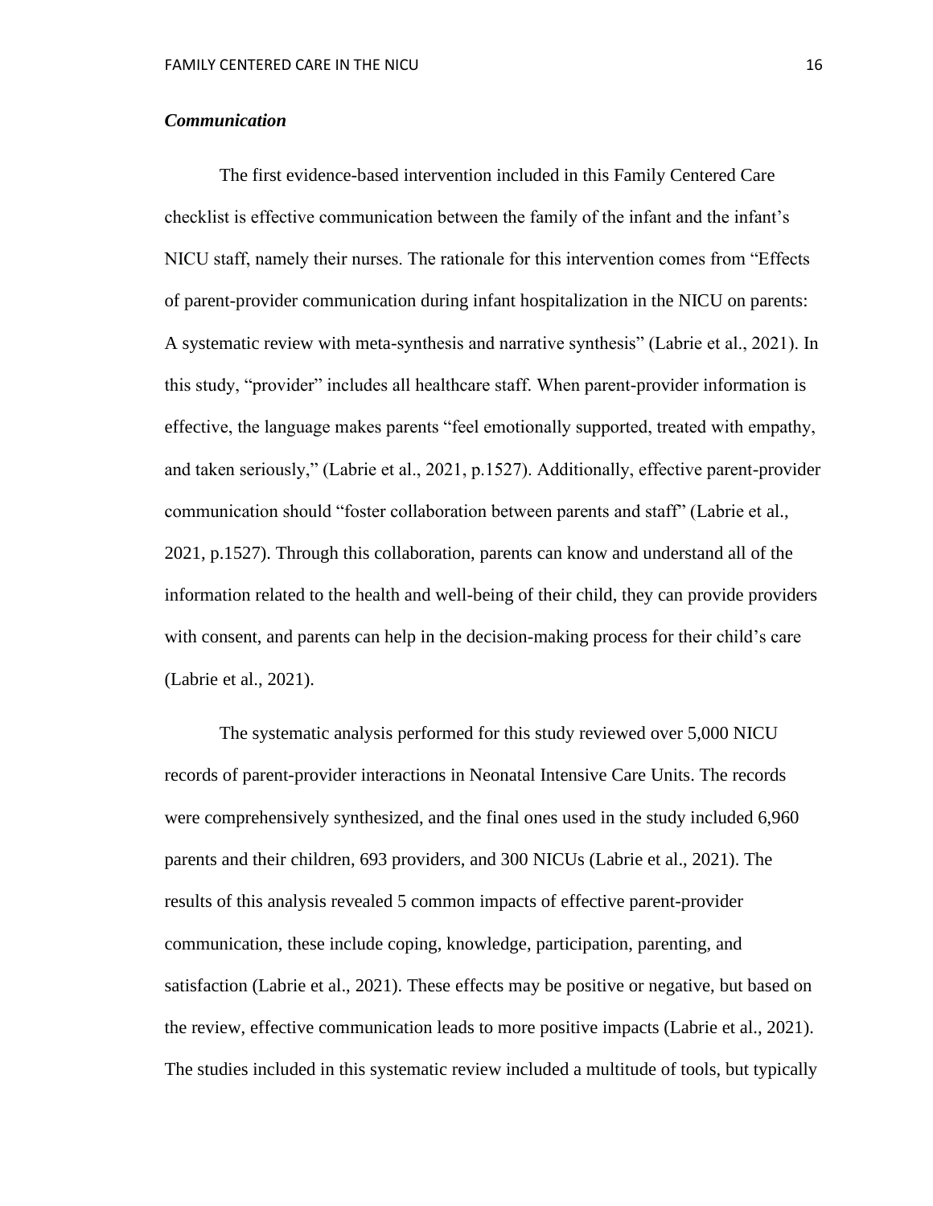### *Communication*

The first evidence-based intervention included in this Family Centered Care checklist is effective communication between the family of the infant and the infant's NICU staff, namely their nurses. The rationale for this intervention comes from "Effects of parent-provider communication during infant hospitalization in the NICU on parents: A systematic review with meta-synthesis and narrative synthesis" (Labrie et al., 2021). In this study, "provider" includes all healthcare staff. When parent-provider information is effective, the language makes parents "feel emotionally supported, treated with empathy, and taken seriously," (Labrie et al., 2021, p.1527). Additionally, effective parent-provider communication should "foster collaboration between parents and staff" (Labrie et al., 2021, p.1527). Through this collaboration, parents can know and understand all of the information related to the health and well-being of their child, they can provide providers with consent, and parents can help in the decision-making process for their child's care (Labrie et al., 2021).

The systematic analysis performed for this study reviewed over 5,000 NICU records of parent-provider interactions in Neonatal Intensive Care Units. The records were comprehensively synthesized, and the final ones used in the study included 6,960 parents and their children, 693 providers, and 300 NICUs (Labrie et al., 2021). The results of this analysis revealed 5 common impacts of effective parent-provider communication, these include coping, knowledge, participation, parenting, and satisfaction (Labrie et al., 2021). These effects may be positive or negative, but based on the review, effective communication leads to more positive impacts (Labrie et al., 2021). The studies included in this systematic review included a multitude of tools, but typically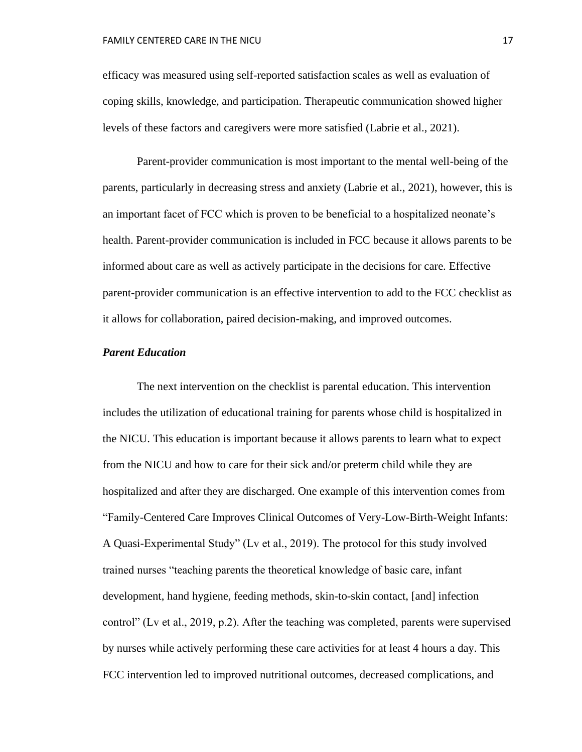efficacy was measured using self-reported satisfaction scales as well as evaluation of coping skills, knowledge, and participation. Therapeutic communication showed higher levels of these factors and caregivers were more satisfied (Labrie et al., 2021).

Parent-provider communication is most important to the mental well-being of the parents, particularly in decreasing stress and anxiety (Labrie et al., 2021), however, this is an important facet of FCC which is proven to be beneficial to a hospitalized neonate's health. Parent-provider communication is included in FCC because it allows parents to be informed about care as well as actively participate in the decisions for care. Effective parent-provider communication is an effective intervention to add to the FCC checklist as it allows for collaboration, paired decision-making, and improved outcomes.

***Parent Education***

The next intervention on the checklist is parental education. This intervention includes the utilization of educational training for parents whose child is hospitalized in the NICU. This education is important because it allows parents to learn what to expect from the NICU and how to care for their sick and/or preterm child while they are hospitalized and after they are discharged. One example of this intervention comes from "Family-Centered Care Improves Clinical Outcomes of Very-Low-Birth-Weight Infants: A Quasi-Experimental Study" (Lv et al., 2019). The protocol for this study involved trained nurses "teaching parents the theoretical knowledge of basic care, infant development, hand hygiene, feeding methods, skin-to-skin contact, [and] infection control" (Lv et al., 2019, p.2). After the teaching was completed, parents were supervised by nurses while actively performing these care activities for at least 4 hours a day. This FCC intervention led to improved nutritional outcomes, decreased complications, and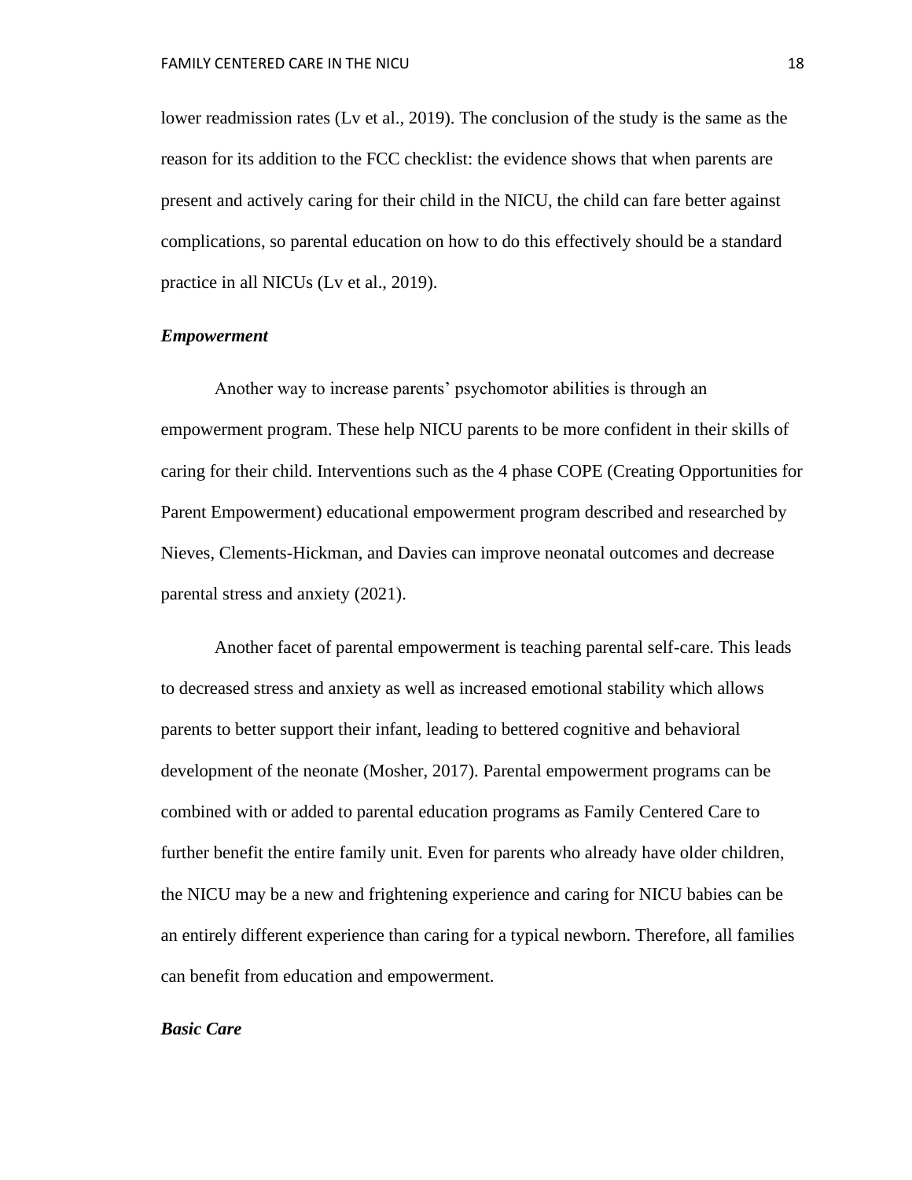lower readmission rates (Lv et al., 2019). The conclusion of the study is the same as the reason for its addition to the FCC checklist: the evidence shows that when parents are present and actively caring for their child in the NICU, the child can fare better against complications, so parental education on how to do this effectively should be a standard practice in all NICUs (Lv et al., 2019).

### *Empowerment*

Another way to increase parents' psychomotor abilities is through an empowerment program. These help NICU parents to be more confident in their skills of caring for their child. Interventions such as the 4 phase COPE (Creating Opportunities for Parent Empowerment) educational empowerment program described and researched by Nieves, Clements-Hickman, and Davies can improve neonatal outcomes and decrease parental stress and anxiety (2021).

Another facet of parental empowerment is teaching parental self-care. This leads to decreased stress and anxiety as well as increased emotional stability which allows parents to better support their infant, leading to bettered cognitive and behavioral development of the neonate (Mosher, 2017). Parental empowerment programs can be combined with or added to parental education programs as Family Centered Care to further benefit the entire family unit. Even for parents who already have older children, the NICU may be a new and frightening experience and caring for NICU babies can be an entirely different experience than caring for a typical newborn. Therefore, all families can benefit from education and empowerment.

### *Basic Care*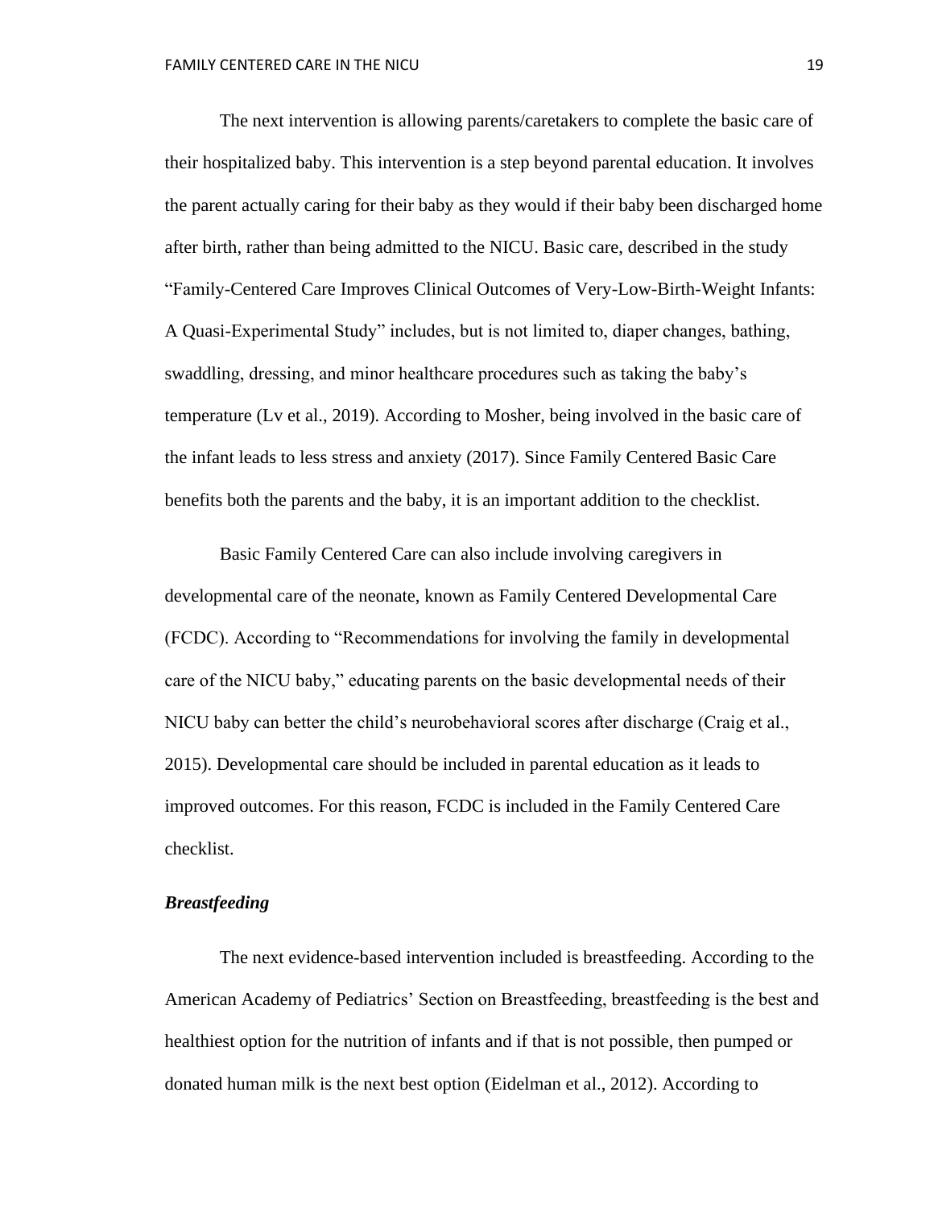The next intervention is allowing parents/caretakers to complete the basic care of their hospitalized baby. This intervention is a step beyond parental education. It involves the parent actually caring for their baby as they would if their baby been discharged home after birth, rather than being admitted to the NICU. Basic care, described in the study "Family-Centered Care Improves Clinical Outcomes of Very-Low-Birth-Weight Infants: A Quasi-Experimental Study" includes, but is not limited to, diaper changes, bathing, swaddling, dressing, and minor healthcare procedures such as taking the baby's temperature (Lv et al., 2019). According to Mosher, being involved in the basic care of the infant leads to less stress and anxiety (2017). Since Family Centered Basic Care benefits both the parents and the baby, it is an important addition to the checklist.

Basic Family Centered Care can also include involving caregivers in developmental care of the neonate, known as Family Centered Developmental Care (FCDC). According to "Recommendations for involving the family in developmental care of the NICU baby," educating parents on the basic developmental needs of their NICU baby can better the child's neurobehavioral scores after discharge (Craig et al., 2015). Developmental care should be included in parental education as it leads to improved outcomes. For this reason, FCDC is included in the Family Centered Care checklist.

### ***Breastfeeding***

The next evidence-based intervention included is breastfeeding. According to the American Academy of Pediatrics' Section on Breastfeeding, breastfeeding is the best and healthiest option for the nutrition of infants and if that is not possible, then pumped or donated human milk is the next best option (Eidelman et al., 2012). According to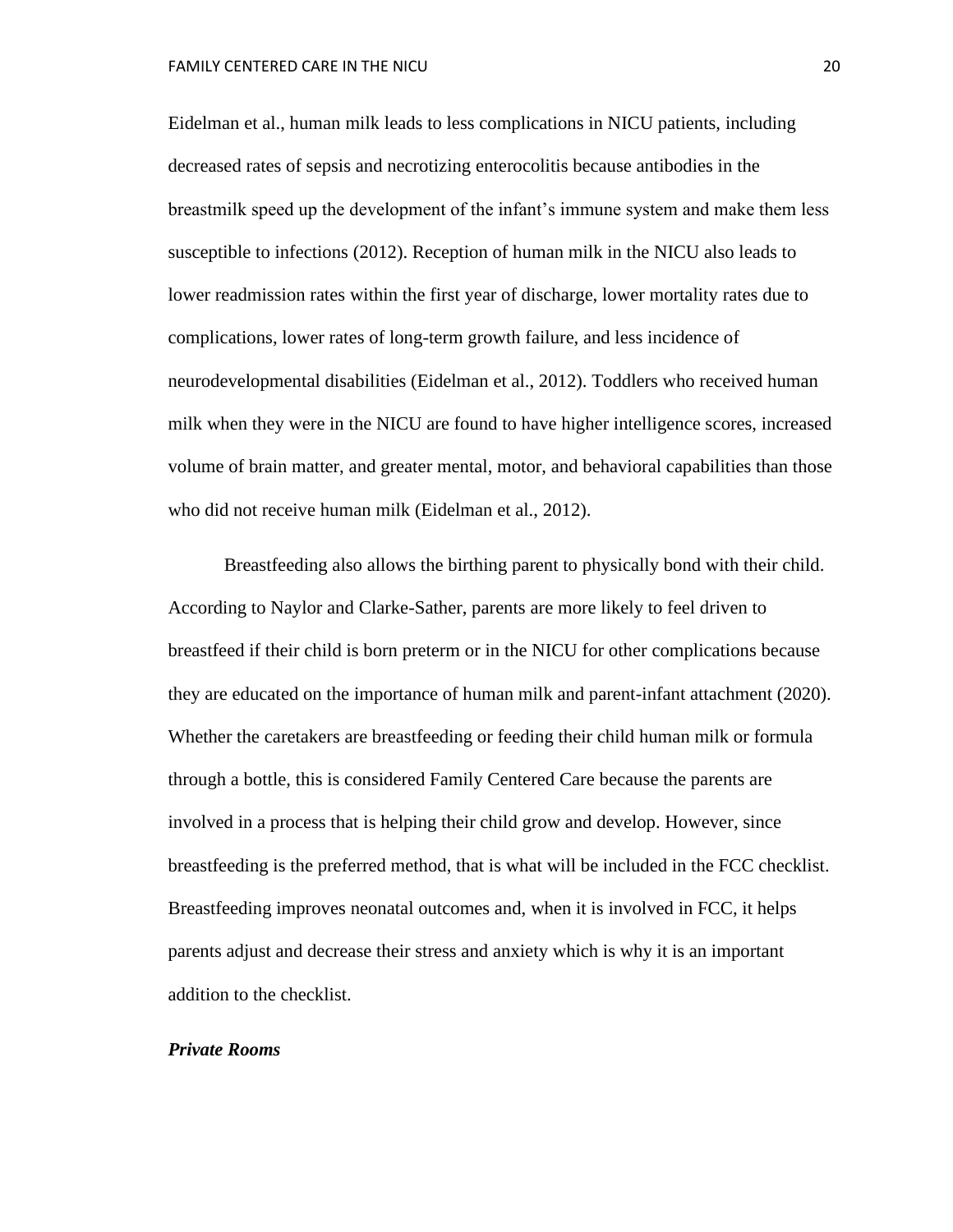Eidelman et al., human milk leads to less complications in NICU patients, including decreased rates of sepsis and necrotizing enterocolitis because antibodies in the breastmilk speed up the development of the infant's immune system and make them less susceptible to infections (2012). Reception of human milk in the NICU also leads to lower readmission rates within the first year of discharge, lower mortality rates due to complications, lower rates of long-term growth failure, and less incidence of neurodevelopmental disabilities (Eidelman et al., 2012). Toddlers who received human milk when they were in the NICU are found to have higher intelligence scores, increased volume of brain matter, and greater mental, motor, and behavioral capabilities than those who did not receive human milk (Eidelman et al., 2012).

Breastfeeding also allows the birthing parent to physically bond with their child. According to Naylor and Clarke-Sather, parents are more likely to feel driven to breastfeed if their child is born preterm or in the NICU for other complications because they are educated on the importance of human milk and parent-infant attachment (2020). Whether the caretakers are breastfeeding or feeding their child human milk or formula through a bottle, this is considered Family Centered Care because the parents are involved in a process that is helping their child grow and develop. However, since breastfeeding is the preferred method, that is what will be included in the FCC checklist. Breastfeeding improves neonatal outcomes and, when it is involved in FCC, it helps parents adjust and decrease their stress and anxiety which is why it is an important addition to the checklist.

***Private Rooms***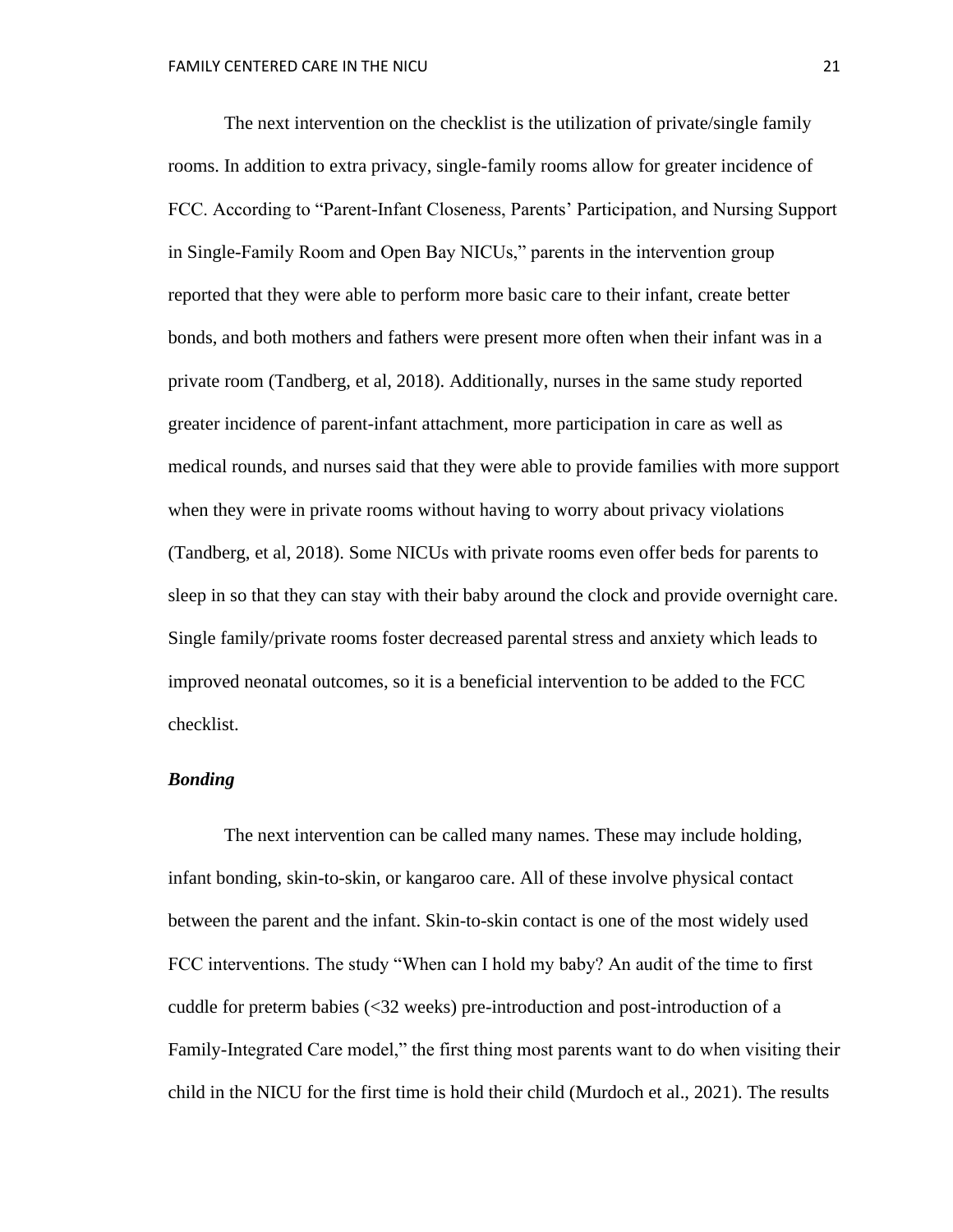The next intervention on the checklist is the utilization of private/single family rooms. In addition to extra privacy, single-family rooms allow for greater incidence of FCC. According to "Parent-Infant Closeness, Parents' Participation, and Nursing Support in Single-Family Room and Open Bay NICUs," parents in the intervention group reported that they were able to perform more basic care to their infant, create better bonds, and both mothers and fathers were present more often when their infant was in a private room (Tandberg, et al, 2018). Additionally, nurses in the same study reported greater incidence of parent-infant attachment, more participation in care as well as medical rounds, and nurses said that they were able to provide families with more support when they were in private rooms without having to worry about privacy violations (Tandberg, et al, 2018). Some NICUs with private rooms even offer beds for parents to sleep in so that they can stay with their baby around the clock and provide overnight care. Single family/private rooms foster decreased parental stress and anxiety which leads to improved neonatal outcomes, so it is a beneficial intervention to be added to the FCC checklist.

***Bonding***

The next intervention can be called many names. These may include holding, infant bonding, skin-to-skin, or kangaroo care. All of these involve physical contact between the parent and the infant. Skin-to-skin contact is one of the most widely used FCC interventions. The study "When can I hold my baby? An audit of the time to first cuddle for preterm babies (<32 weeks) pre-introduction and post-introduction of a Family-Integrated Care model," the first thing most parents want to do when visiting their child in the NICU for the first time is hold their child (Murdoch et al., 2021). The results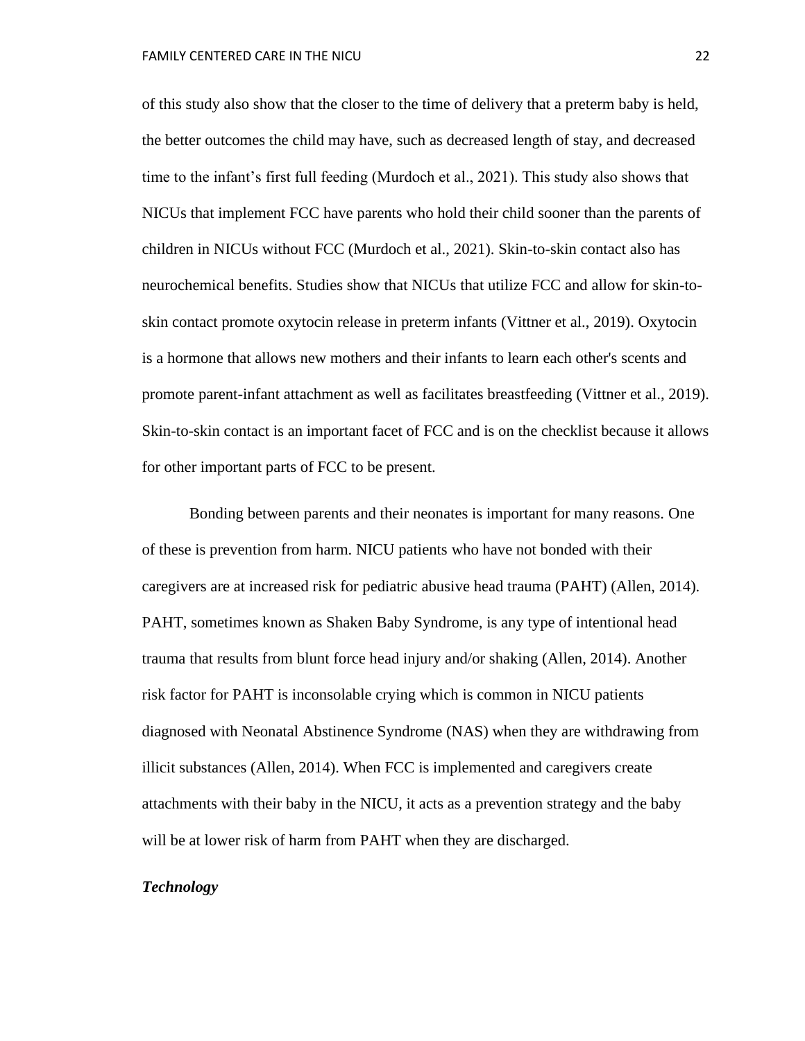of this study also show that the closer to the time of delivery that a preterm baby is held, the better outcomes the child may have, such as decreased length of stay, and decreased time to the infant's first full feeding (Murdoch et al., 2021). This study also shows that NICUs that implement FCC have parents who hold their child sooner than the parents of children in NICUs without FCC (Murdoch et al., 2021). Skin-to-skin contact also has neurochemical benefits. Studies show that NICUs that utilize FCC and allow for skin-to-skin contact promote oxytocin release in preterm infants (Vittner et al., 2019). Oxytocin is a hormone that allows new mothers and their infants to learn each other's scents and promote parent-infant attachment as well as facilitates breastfeeding (Vittner et al., 2019). Skin-to-skin contact is an important facet of FCC and is on the checklist because it allows for other important parts of FCC to be present.

Bonding between parents and their neonates is important for many reasons. One of these is prevention from harm. NICU patients who have not bonded with their caregivers are at increased risk for pediatric abusive head trauma (PAHT) (Allen, 2014). PAHT, sometimes known as Shaken Baby Syndrome, is any type of intentional head trauma that results from blunt force head injury and/or shaking (Allen, 2014). Another risk factor for PAHT is inconsolable crying which is common in NICU patients diagnosed with Neonatal Abstinence Syndrome (NAS) when they are withdrawing from illicit substances (Allen, 2014). When FCC is implemented and caregivers create attachments with their baby in the NICU, it acts as a prevention strategy and the baby will be at lower risk of harm from PAHT when they are discharged.

***Technology***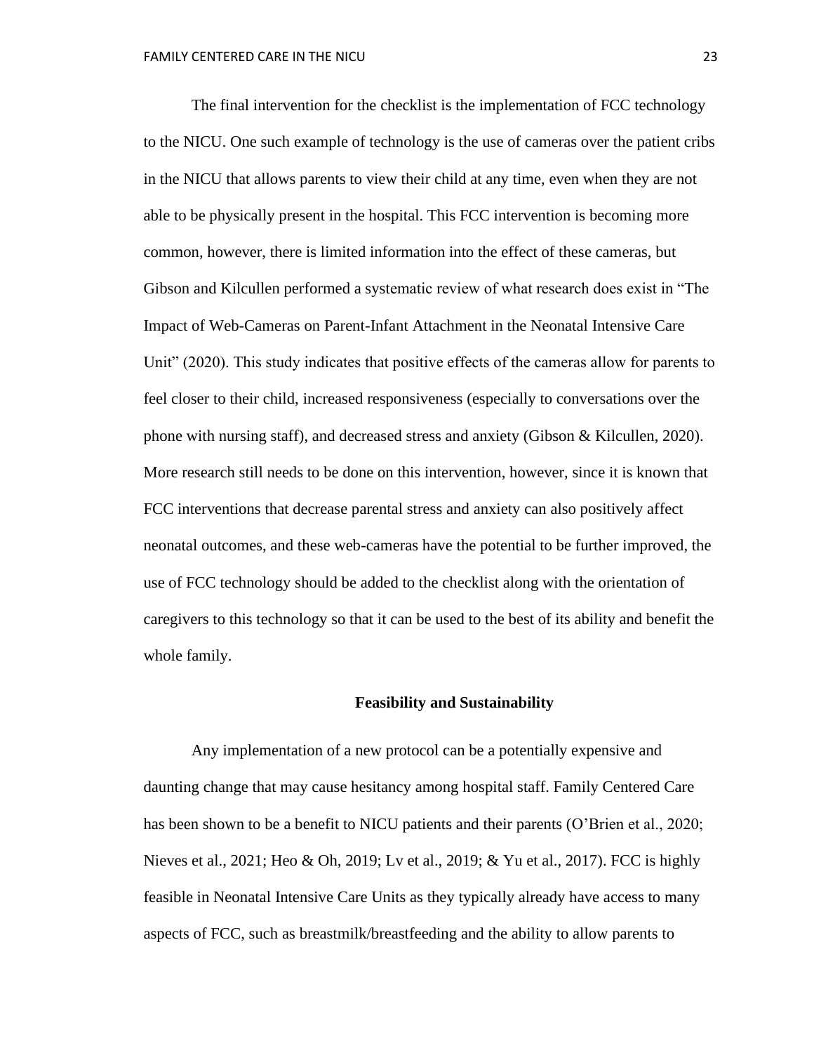The final intervention for the checklist is the implementation of FCC technology to the NICU. One such example of technology is the use of cameras over the patient cribs in the NICU that allows parents to view their child at any time, even when they are not able to be physically present in the hospital. This FCC intervention is becoming more common, however, there is limited information into the effect of these cameras, but Gibson and Kilcullen performed a systematic review of what research does exist in "The Impact of Web-Cameras on Parent-Infant Attachment in the Neonatal Intensive Care Unit" (2020). This study indicates that positive effects of the cameras allow for parents to feel closer to their child, increased responsiveness (especially to conversations over the phone with nursing staff), and decreased stress and anxiety (Gibson & Kilcullen, 2020). More research still needs to be done on this intervention, however, since it is known that FCC interventions that decrease parental stress and anxiety can also positively affect neonatal outcomes, and these web-cameras have the potential to be further improved, the use of FCC technology should be added to the checklist along with the orientation of caregivers to this technology so that it can be used to the best of its ability and benefit the whole family.

## Feasibility and Sustainability

Any implementation of a new protocol can be a potentially expensive and daunting change that may cause hesitancy among hospital staff. Family Centered Care has been shown to be a benefit to NICU patients and their parents (O'Brien et al., 2020; Nieves et al., 2021; Heo & Oh, 2019; Lv et al., 2019; & Yu et al., 2017). FCC is highly feasible in Neonatal Intensive Care Units as they typically already have access to many aspects of FCC, such as breastmilk/breastfeeding and the ability to allow parents to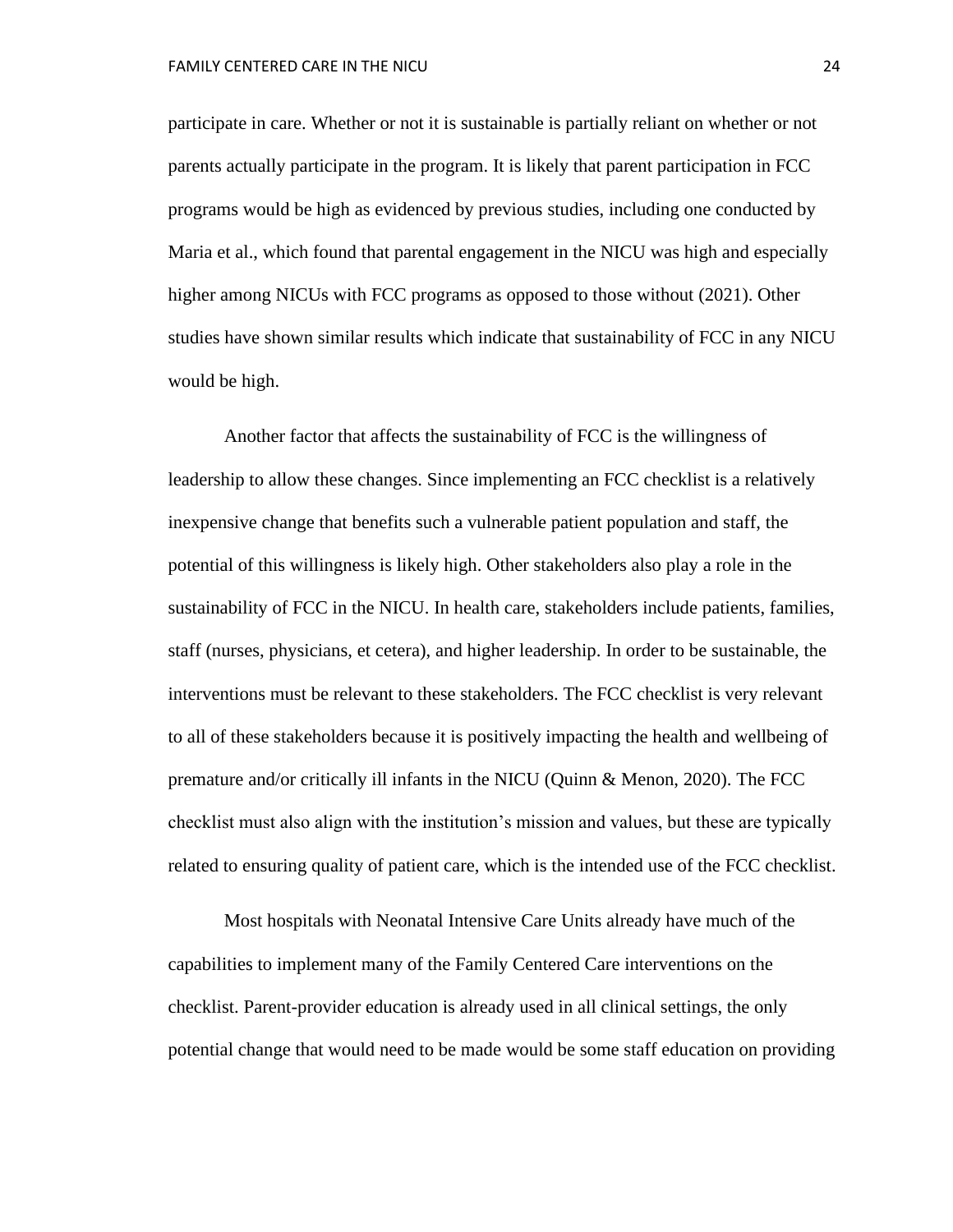participate in care. Whether or not it is sustainable is partially reliant on whether or not parents actually participate in the program. It is likely that parent participation in FCC programs would be high as evidenced by previous studies, including one conducted by Maria et al., which found that parental engagement in the NICU was high and especially higher among NICUs with FCC programs as opposed to those without (2021). Other studies have shown similar results which indicate that sustainability of FCC in any NICU would be high.

Another factor that affects the sustainability of FCC is the willingness of leadership to allow these changes. Since implementing an FCC checklist is a relatively inexpensive change that benefits such a vulnerable patient population and staff, the potential of this willingness is likely high. Other stakeholders also play a role in the sustainability of FCC in the NICU. In health care, stakeholders include patients, families, staff (nurses, physicians, et cetera), and higher leadership. In order to be sustainable, the interventions must be relevant to these stakeholders. The FCC checklist is very relevant to all of these stakeholders because it is positively impacting the health and wellbeing of premature and/or critically ill infants in the NICU (Quinn & Menon, 2020). The FCC checklist must also align with the institution's mission and values, but these are typically related to ensuring quality of patient care, which is the intended use of the FCC checklist.

Most hospitals with Neonatal Intensive Care Units already have much of the capabilities to implement many of the Family Centered Care interventions on the checklist. Parent-provider education is already used in all clinical settings, the only potential change that would need to be made would be some staff education on providing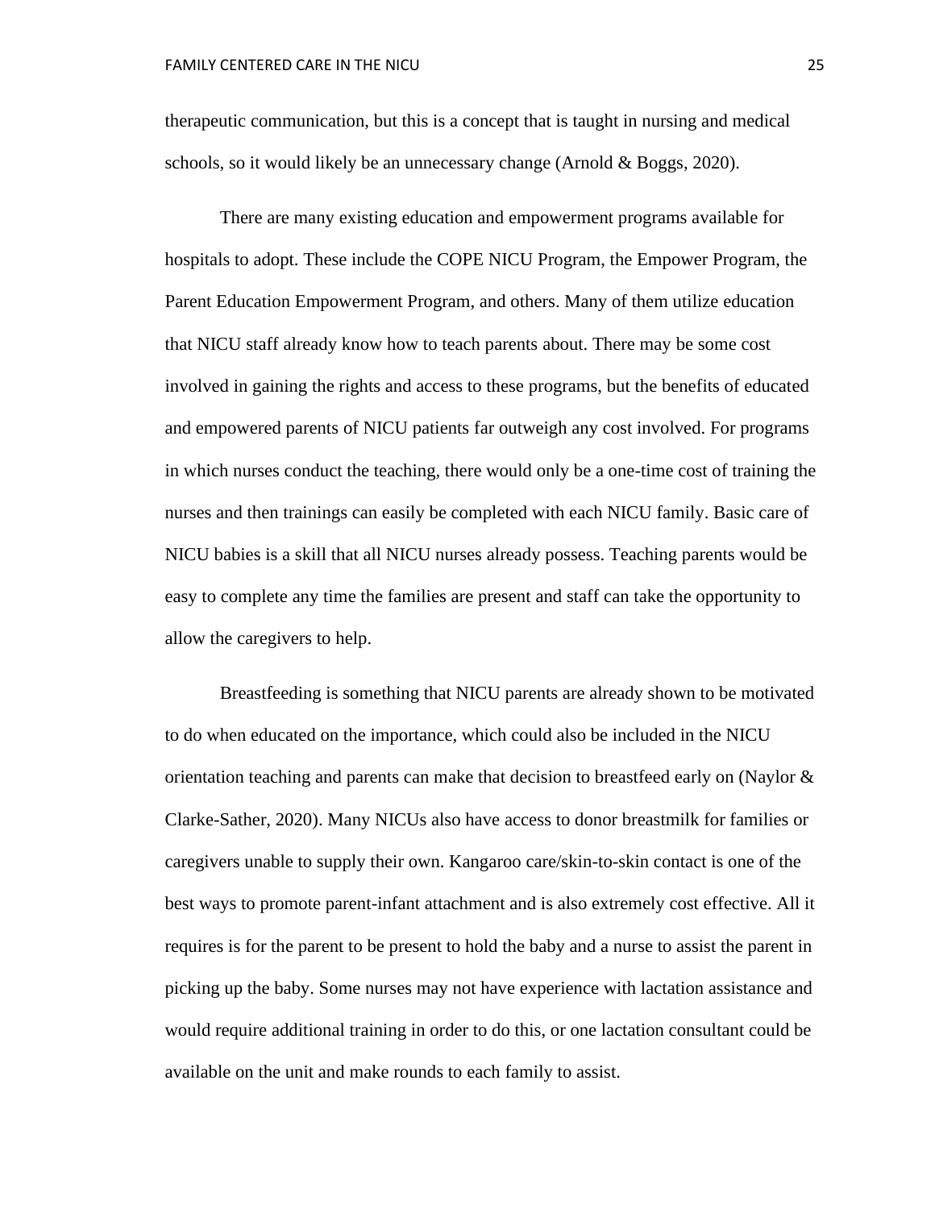therapeutic communication, but this is a concept that is taught in nursing and medical schools, so it would likely be an unnecessary change (Arnold & Boggs, 2020).

There are many existing education and empowerment programs available for hospitals to adopt. These include the COPE NICU Program, the Empower Program, the Parent Education Empowerment Program, and others. Many of them utilize education that NICU staff already know how to teach parents about. There may be some cost involved in gaining the rights and access to these programs, but the benefits of educated and empowered parents of NICU patients far outweigh any cost involved. For programs in which nurses conduct the teaching, there would only be a one-time cost of training the nurses and then trainings can easily be completed with each NICU family. Basic care of NICU babies is a skill that all NICU nurses already possess. Teaching parents would be easy to complete any time the families are present and staff can take the opportunity to allow the caregivers to help.

Breastfeeding is something that NICU parents are already shown to be motivated to do when educated on the importance, which could also be included in the NICU orientation teaching and parents can make that decision to breastfeed early on (Naylor & Clarke-Sather, 2020). Many NICUs also have access to donor breastmilk for families or caregivers unable to supply their own. Kangaroo care/skin-to-skin contact is one of the best ways to promote parent-infant attachment and is also extremely cost effective. All it requires is for the parent to be present to hold the baby and a nurse to assist the parent in picking up the baby. Some nurses may not have experience with lactation assistance and would require additional training in order to do this, or one lactation consultant could be available on the unit and make rounds to each family to assist.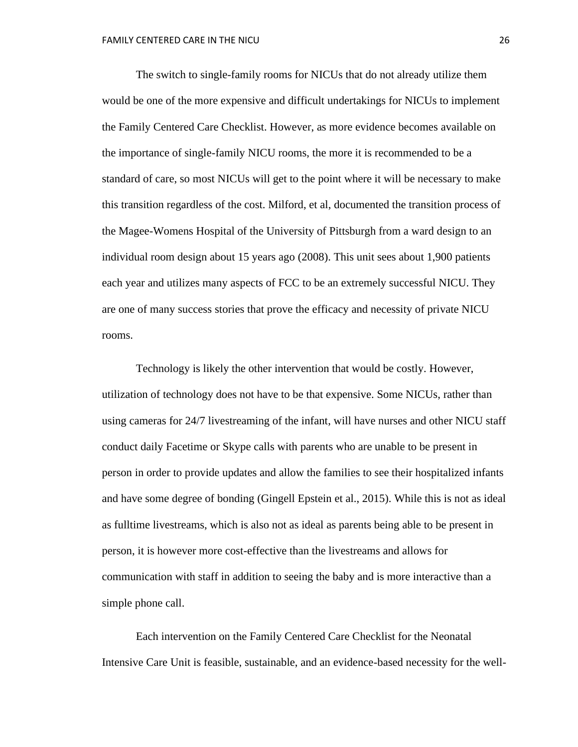The switch to single-family rooms for NICUs that do not already utilize them would be one of the more expensive and difficult undertakings for NICUs to implement the Family Centered Care Checklist. However, as more evidence becomes available on the importance of single-family NICU rooms, the more it is recommended to be a standard of care, so most NICUs will get to the point where it will be necessary to make this transition regardless of the cost. Milford, et al, documented the transition process of the Magee-Womens Hospital of the University of Pittsburgh from a ward design to an individual room design about 15 years ago (2008). This unit sees about 1,900 patients each year and utilizes many aspects of FCC to be an extremely successful NICU. They are one of many success stories that prove the efficacy and necessity of private NICU rooms.

Technology is likely the other intervention that would be costly. However, utilization of technology does not have to be that expensive. Some NICUs, rather than using cameras for 24/7 livestreaming of the infant, will have nurses and other NICU staff conduct daily Facetime or Skype calls with parents who are unable to be present in person in order to provide updates and allow the families to see their hospitalized infants and have some degree of bonding (Gingell Epstein et al., 2015). While this is not as ideal as fulltime livestreams, which is also not as ideal as parents being able to be present in person, it is however more cost-effective than the livestreams and allows for communication with staff in addition to seeing the baby and is more interactive than a simple phone call.

Each intervention on the Family Centered Care Checklist for the Neonatal Intensive Care Unit is feasible, sustainable, and an evidence-based necessity for the well-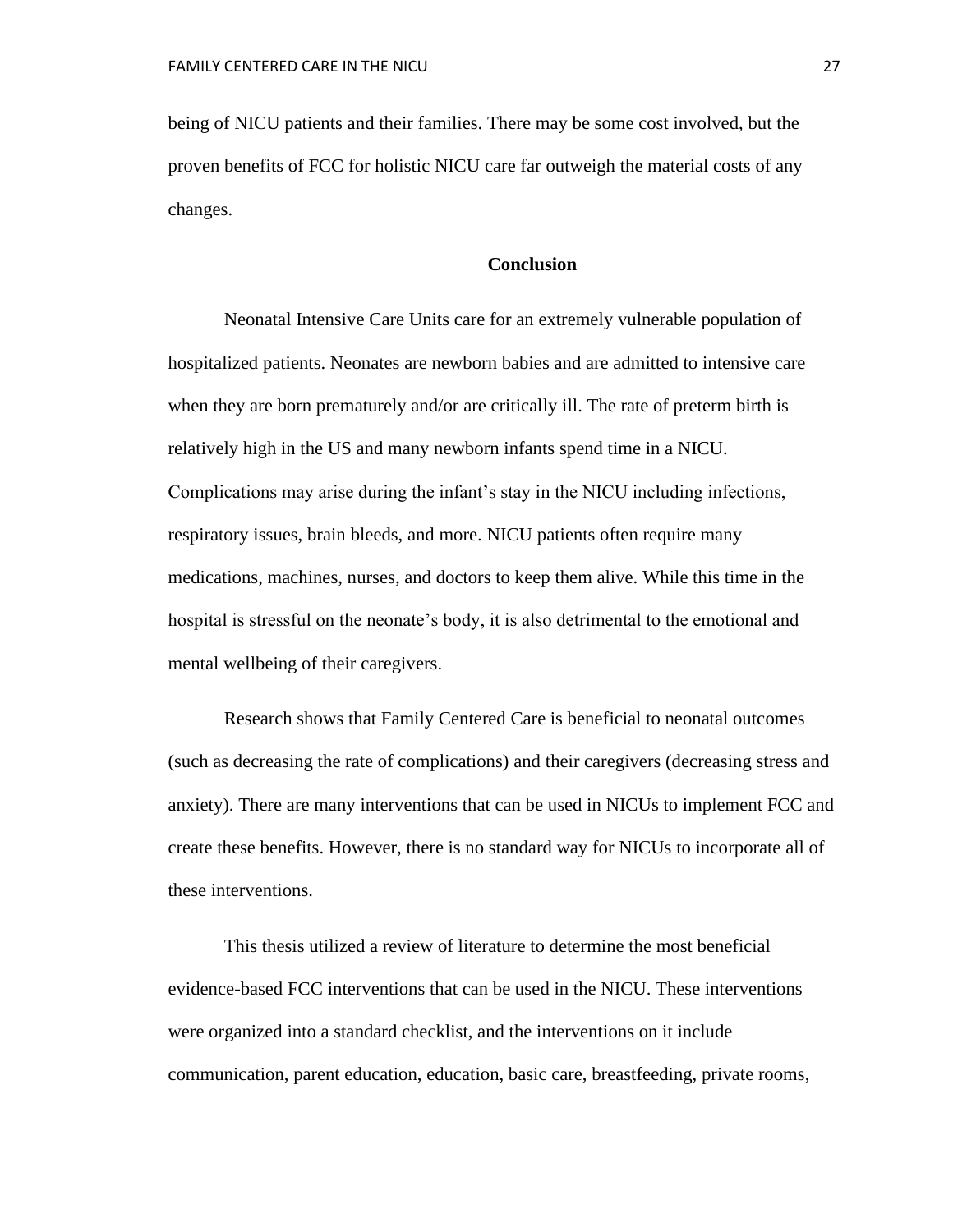being of NICU patients and their families. There may be some cost involved, but the proven benefits of FCC for holistic NICU care far outweigh the material costs of any changes.

## Conclusion

Neonatal Intensive Care Units care for an extremely vulnerable population of hospitalized patients. Neonates are newborn babies and are admitted to intensive care when they are born prematurely and/or are critically ill. The rate of preterm birth is relatively high in the US and many newborn infants spend time in a NICU. Complications may arise during the infant's stay in the NICU including infections, respiratory issues, brain bleeds, and more. NICU patients often require many medications, machines, nurses, and doctors to keep them alive. While this time in the hospital is stressful on the neonate's body, it is also detrimental to the emotional and mental wellbeing of their caregivers.

Research shows that Family Centered Care is beneficial to neonatal outcomes (such as decreasing the rate of complications) and their caregivers (decreasing stress and anxiety). There are many interventions that can be used in NICUs to implement FCC and create these benefits. However, there is no standard way for NICUs to incorporate all of these interventions.

This thesis utilized a review of literature to determine the most beneficial evidence-based FCC interventions that can be used in the NICU. These interventions were organized into a standard checklist, and the interventions on it include communication, parent education, education, basic care, breastfeeding, private rooms,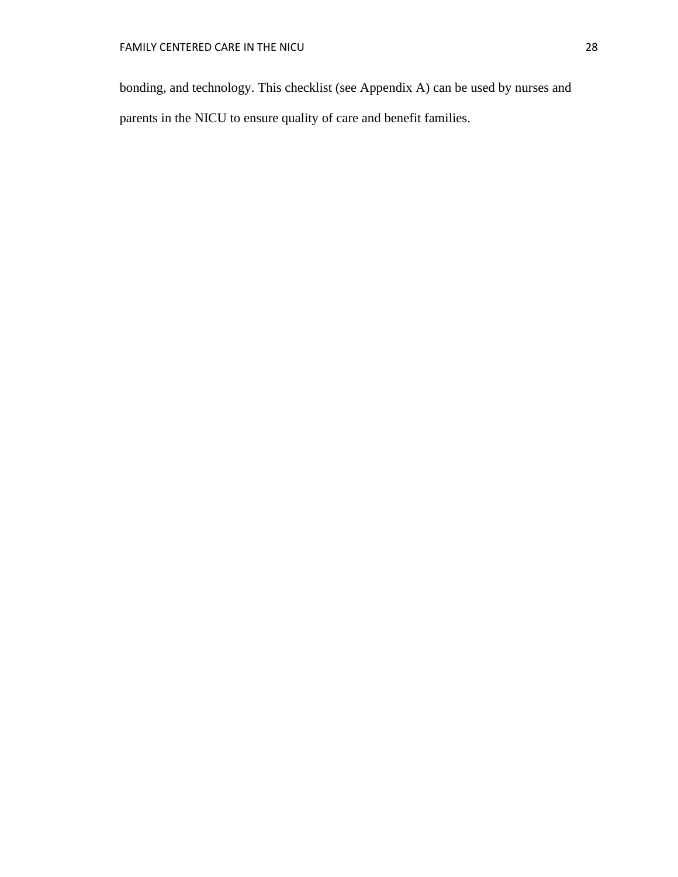bonding, and technology. This checklist (see Appendix A) can be used by nurses and parents in the NICU to ensure quality of care and benefit families.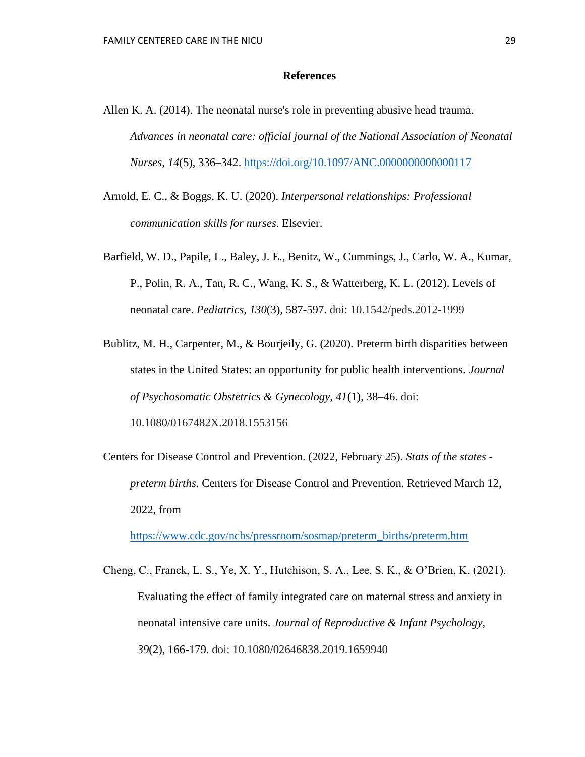# References

Allen K. A. (2014). The neonatal nurse's role in preventing abusive head trauma. *Advances in neonatal care: official journal of the National Association of Neonatal Nurses*, *14*(5), 336–342. https://doi.org/10.1097/ANC.0000000000000117

Arnold, E. C., & Boggs, K. U. (2020). *Interpersonal relationships: Professional communication skills for nurses*. Elsevier.

Barfield, W. D., Papile, L., Baley, J. E., Benitz, W., Cummings, J., Carlo, W. A., Kumar, P., Polin, R. A., Tan, R. C., Wang, K. S., & Watterberg, K. L. (2012). Levels of neonatal care. *Pediatrics, 130*(3), 587-597. doi: 10.1542/peds.2012-1999

Bublitz, M. H., Carpenter, M., & Bourjeily, G. (2020). Preterm birth disparities between states in the United States: an opportunity for public health interventions. *Journal of Psychosomatic Obstetrics & Gynecology*, *41*(1), 38–46. doi: 10.1080/0167482X.2018.1553156

Centers for Disease Control and Prevention. (2022, February 25). *Stats of the states - preterm births*. Centers for Disease Control and Prevention. Retrieved March 12, 2022, from https://www.cdc.gov/nchs/pressroom/sosmap/preterm_births/preterm.htm

Cheng, C., Franck, L. S., Ye, X. Y., Hutchison, S. A., Lee, S. K., & O'Brien, K. (2021). Evaluating the effect of family integrated care on maternal stress and anxiety in neonatal intensive care units. *Journal of Reproductive & Infant Psychology, 39*(2), 166-179. doi: 10.1080/02646838.2019.1659940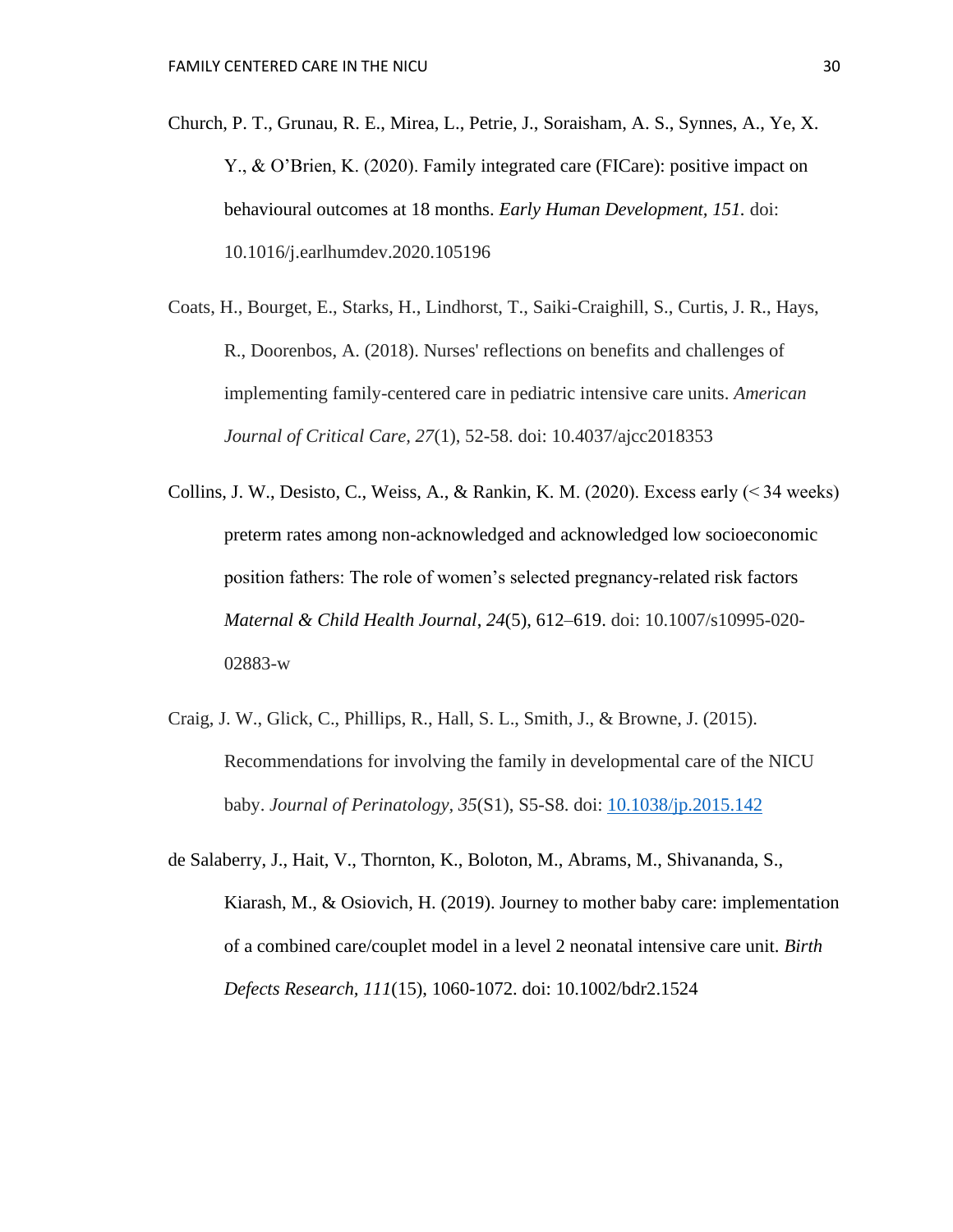Church, P. T., Grunau, R. E., Mirea, L., Petrie, J., Soraisham, A. S., Synnes, A., Ye, X. Y., & O'Brien, K. (2020). Family integrated care (FICare): positive impact on behavioural outcomes at 18 months. *Early Human Development, 151.* doi: 10.1016/j.earlhumdev.2020.105196

Coats, H., Bourget, E., Starks, H., Lindhorst, T., Saiki-Craighill, S., Curtis, J. R., Hays, R., Doorenbos, A. (2018). Nurses' reflections on benefits and challenges of implementing family-centered care in pediatric intensive care units. *American Journal of Critical Care, 27*(1), 52-58. doi: 10.4037/ajcc2018353

Collins, J. W., Desisto, C., Weiss, A., & Rankin, K. M. (2020). Excess early (< 34 weeks) preterm rates among non-acknowledged and acknowledged low socioeconomic position fathers: The role of women's selected pregnancy-related risk factors *Maternal & Child Health Journal*, *24*(5), 612–619. doi: 10.1007/s10995-020-02883-w

Craig, J. W., Glick, C., Phillips, R., Hall, S. L., Smith, J., & Browne, J. (2015). Recommendations for involving the family in developmental care of the NICU baby. *Journal of Perinatology, 35*(S1), S5-S8. doi: 10.1038/jp.2015.142

de Salaberry, J., Hait, V., Thornton, K., Boloton, M., Abrams, M., Shivananda, S., Kiarash, M., & Osiovich, H. (2019). Journey to mother baby care: implementation of a combined care/couplet model in a level 2 neonatal intensive care unit. *Birth Defects Research, 111*(15), 1060-1072. doi: 10.1002/bdr2.1524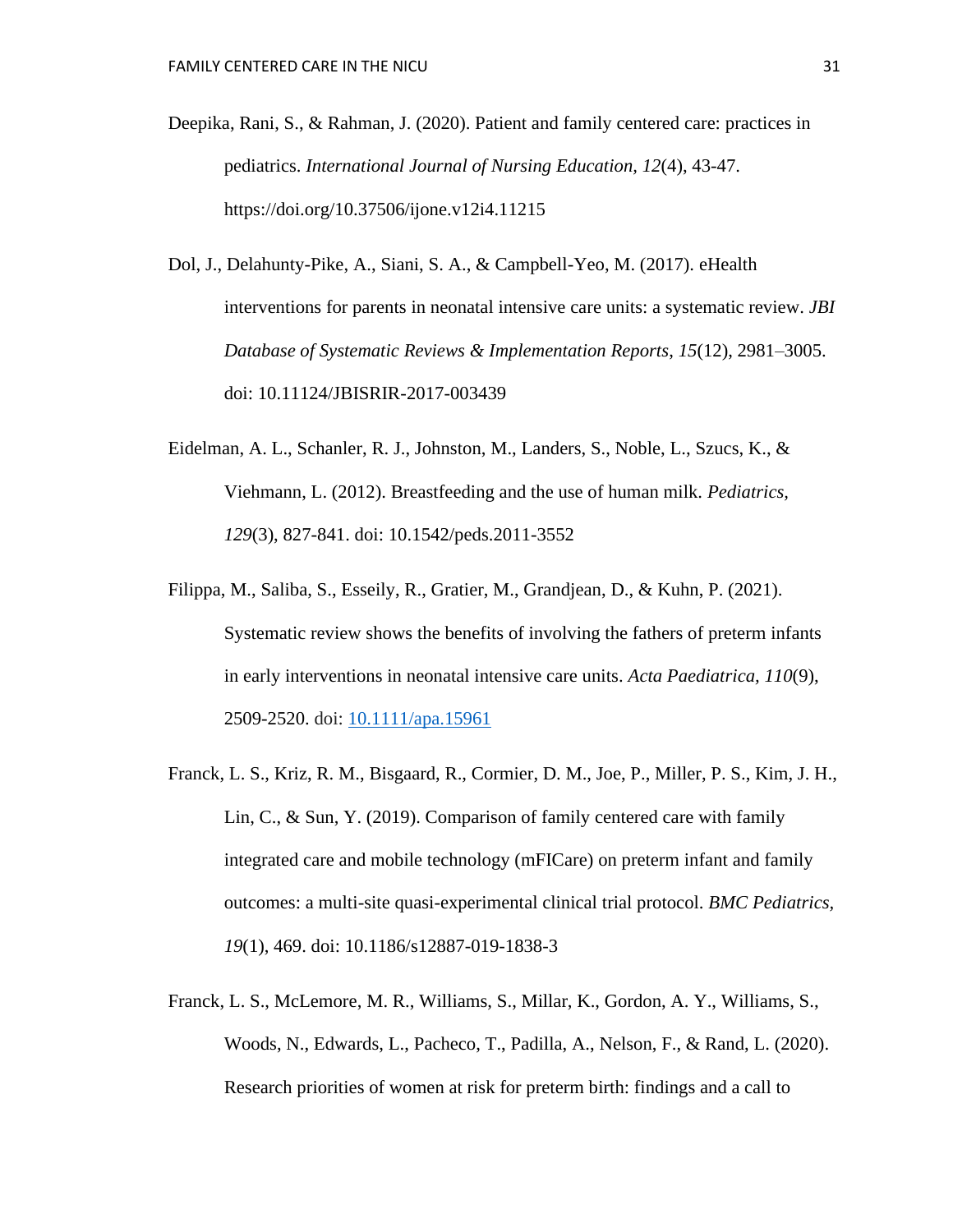Deepika, Rani, S., & Rahman, J. (2020). Patient and family centered care: practices in pediatrics. *International Journal of Nursing Education, 12*(4), 43-47. https://doi.org/10.37506/ijone.v12i4.11215

Dol, J., Delahunty-Pike, A., Siani, S. A., & Campbell-Yeo, M. (2017). eHealth interventions for parents in neonatal intensive care units: a systematic review. *JBI Database of Systematic Reviews & Implementation Reports*, *15*(12), 2981–3005. doi: 10.11124/JBISRIR-2017-003439

Eidelman, A. L., Schanler, R. J., Johnston, M., Landers, S., Noble, L., Szucs, K., & Viehmann, L. (2012). Breastfeeding and the use of human milk. *Pediatrics, 129*(3), 827-841. doi: 10.1542/peds.2011-3552

Filippa, M., Saliba, S., Esseily, R., Gratier, M., Grandjean, D., & Kuhn, P. (2021). Systematic review shows the benefits of involving the fathers of preterm infants in early interventions in neonatal intensive care units. *Acta Paediatrica, 110*(9), 2509-2520. doi: 10.1111/apa.15961

Franck, L. S., Kriz, R. M., Bisgaard, R., Cormier, D. M., Joe, P., Miller, P. S., Kim, J. H., Lin, C., & Sun, Y. (2019). Comparison of family centered care with family integrated care and mobile technology (mFICare) on preterm infant and family outcomes: a multi-site quasi-experimental clinical trial protocol. *BMC Pediatrics, 19*(1), 469. doi: 10.1186/s12887-019-1838-3

Franck, L. S., McLemore, M. R., Williams, S., Millar, K., Gordon, A. Y., Williams, S., Woods, N., Edwards, L., Pacheco, T., Padilla, A., Nelson, F., & Rand, L. (2020). Research priorities of women at risk for preterm birth: findings and a call to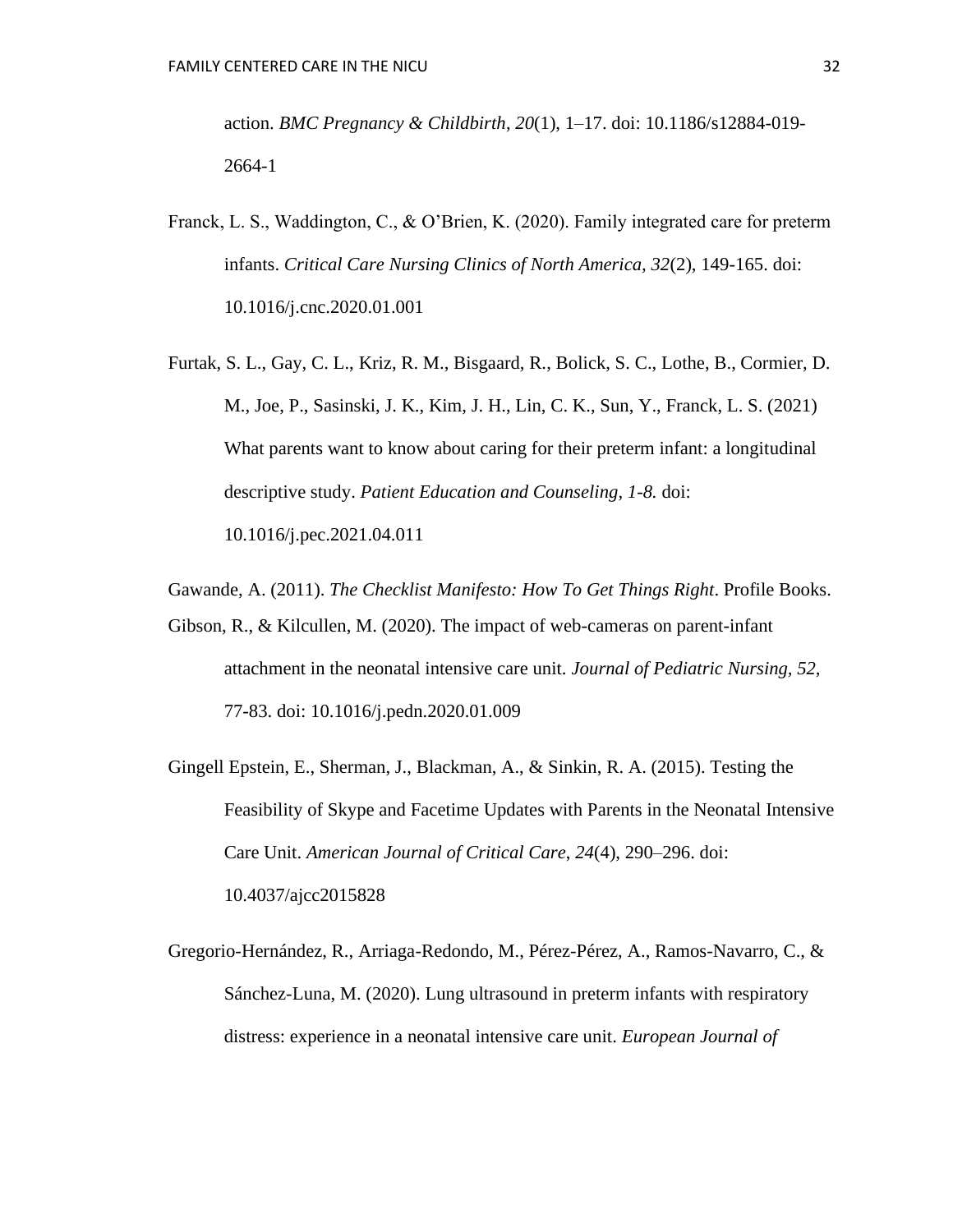action. *BMC Pregnancy & Childbirth*, *20*(1), 1–17. doi: 10.1186/s12884-019-2664-1

Franck, L. S., Waddington, C., & O'Brien, K. (2020). Family integrated care for preterm infants. *Critical Care Nursing Clinics of North America*, *32*(2), 149-165. doi: 10.1016/j.cnc.2020.01.001

Furtak, S. L., Gay, C. L., Kriz, R. M., Bisgaard, R., Bolick, S. C., Lothe, B., Cormier, D. M., Joe, P., Sasinski, J. K., Kim, J. H., Lin, C. K., Sun, Y., Franck, L. S. (2021) What parents want to know about caring for their preterm infant: a longitudinal descriptive study. *Patient Education and Counseling, 1-8.* doi: 10.1016/j.pec.2021.04.011

Gawande, A. (2011). *The Checklist Manifesto: How To Get Things Right*. Profile Books.

Gibson, R., & Kilcullen, M. (2020). The impact of web-cameras on parent-infant attachment in the neonatal intensive care unit. *Journal of Pediatric Nursing, 52,* 77-83. doi: 10.1016/j.pedn.2020.01.009

Gingell Epstein, E., Sherman, J., Blackman, A., & Sinkin, R. A. (2015). Testing the Feasibility of Skype and Facetime Updates with Parents in the Neonatal Intensive Care Unit. *American Journal of Critical Care*, *24*(4), 290–296. doi: 10.4037/ajcc2015828

Gregorio-Hernández, R., Arriaga-Redondo, M., Pérez-Pérez, A., Ramos-Navarro, C., & Sánchez-Luna, M. (2020). Lung ultrasound in preterm infants with respiratory distress: experience in a neonatal intensive care unit. *European Journal of*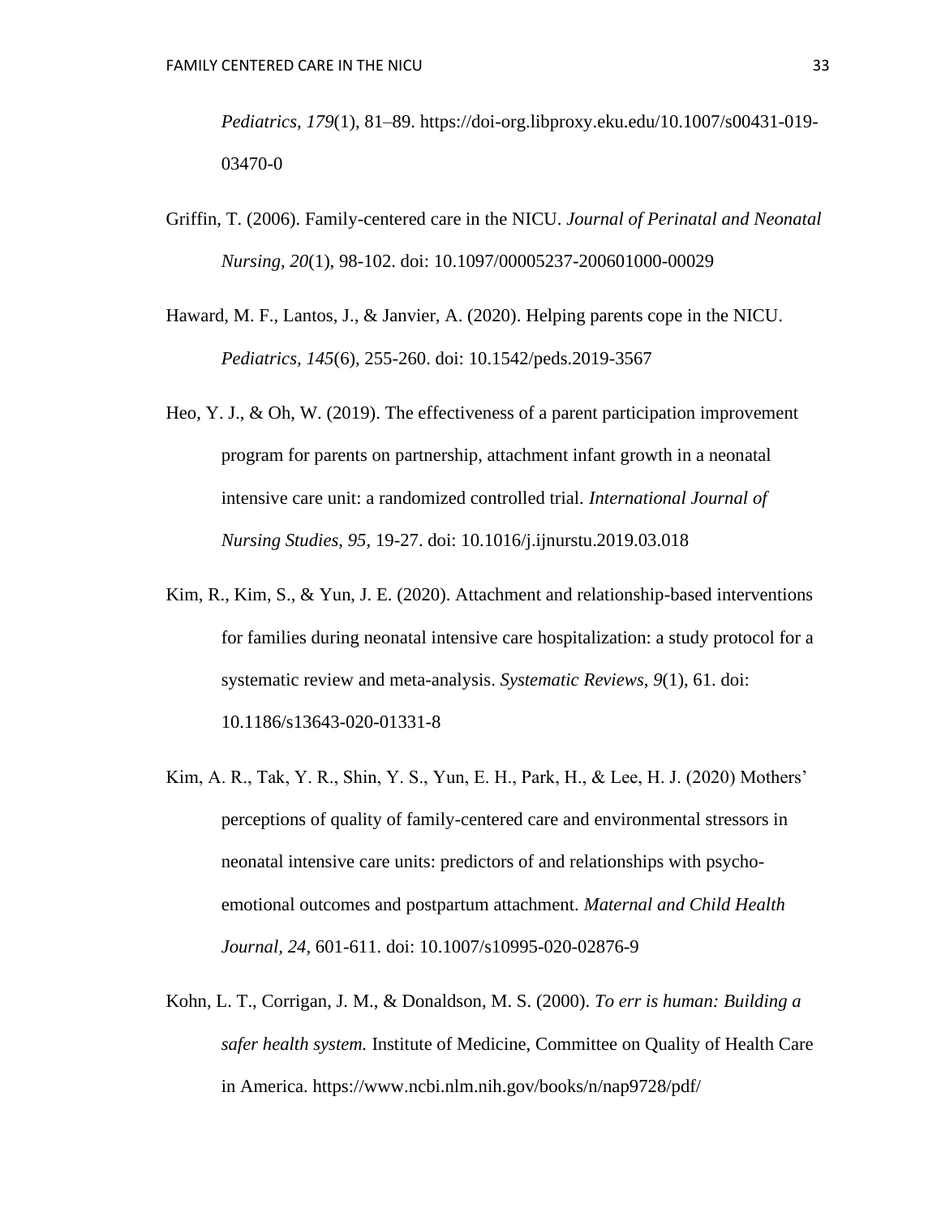*Pediatrics*, *179*(1), 81–89. https://doi-org.libproxy.eku.edu/10.1007/s00431-019-03470-0

Griffin, T. (2006). Family-centered care in the NICU. *Journal of Perinatal and Neonatal Nursing, 20*(1), 98-102. doi: 10.1097/00005237-200601000-00029

Haward, M. F., Lantos, J., & Janvier, A. (2020). Helping parents cope in the NICU. *Pediatrics, 145*(6), 255-260. doi: 10.1542/peds.2019-3567

Heo, Y. J., & Oh, W. (2019). The effectiveness of a parent participation improvement program for parents on partnership, attachment infant growth in a neonatal intensive care unit: a randomized controlled trial. *International Journal of Nursing Studies, 95,* 19-27. doi: 10.1016/j.ijnurstu.2019.03.018

Kim, R., Kim, S., & Yun, J. E. (2020). Attachment and relationship-based interventions for families during neonatal intensive care hospitalization: a study protocol for a systematic review and meta-analysis. *Systematic Reviews, 9*(1), 61. doi: 10.1186/s13643-020-01331-8

Kim, A. R., Tak, Y. R., Shin, Y. S., Yun, E. H., Park, H., & Lee, H. J. (2020) Mothers' perceptions of quality of family-centered care and environmental stressors in neonatal intensive care units: predictors of and relationships with psycho-emotional outcomes and postpartum attachment. *Maternal and Child Health Journal, 24,* 601-611. doi: 10.1007/s10995-020-02876-9

Kohn, L. T., Corrigan, J. M., & Donaldson, M. S. (2000). *To err is human: Building a safer health system.* Institute of Medicine, Committee on Quality of Health Care in America. https://www.ncbi.nlm.nih.gov/books/n/nap9728/pdf/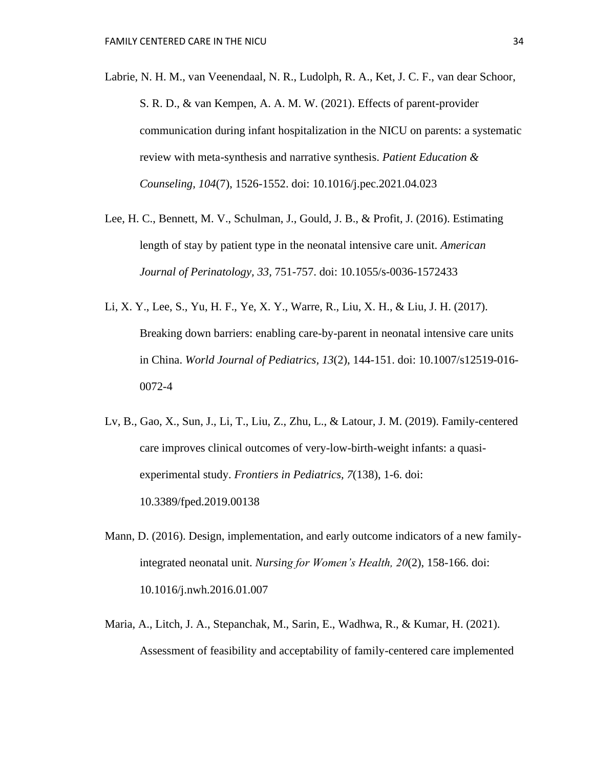Labrie, N. H. M., van Veenendaal, N. R., Ludolph, R. A., Ket, J. C. F., van dear Schoor, S. R. D., & van Kempen, A. A. M. W. (2021). Effects of parent-provider communication during infant hospitalization in the NICU on parents: a systematic review with meta-synthesis and narrative synthesis. *Patient Education & Counseling, 104*(7), 1526-1552. doi: 10.1016/j.pec.2021.04.023

Lee, H. C., Bennett, M. V., Schulman, J., Gould, J. B., & Profit, J. (2016). Estimating length of stay by patient type in the neonatal intensive care unit. *American Journal of Perinatology, 33,* 751-757. doi: 10.1055/s-0036-1572433

Li, X. Y., Lee, S., Yu, H. F., Ye, X. Y., Warre, R., Liu, X. H., & Liu, J. H. (2017). Breaking down barriers: enabling care-by-parent in neonatal intensive care units in China. *World Journal of Pediatrics, 13*(2), 144-151. doi: 10.1007/s12519-016-0072-4

Lv, B., Gao, X., Sun, J., Li, T., Liu, Z., Zhu, L., & Latour, J. M. (2019). Family-centered care improves clinical outcomes of very-low-birth-weight infants: a quasi-experimental study. *Frontiers in Pediatrics, 7*(138), 1-6. doi: 10.3389/fped.2019.00138

Mann, D. (2016). Design, implementation, and early outcome indicators of a new family-integrated neonatal unit. *Nursing for Women's Health, 20*(2), 158-166. doi: 10.1016/j.nwh.2016.01.007

Maria, A., Litch, J. A., Stepanchak, M., Sarin, E., Wadhwa, R., & Kumar, H. (2021). Assessment of feasibility and acceptability of family-centered care implemented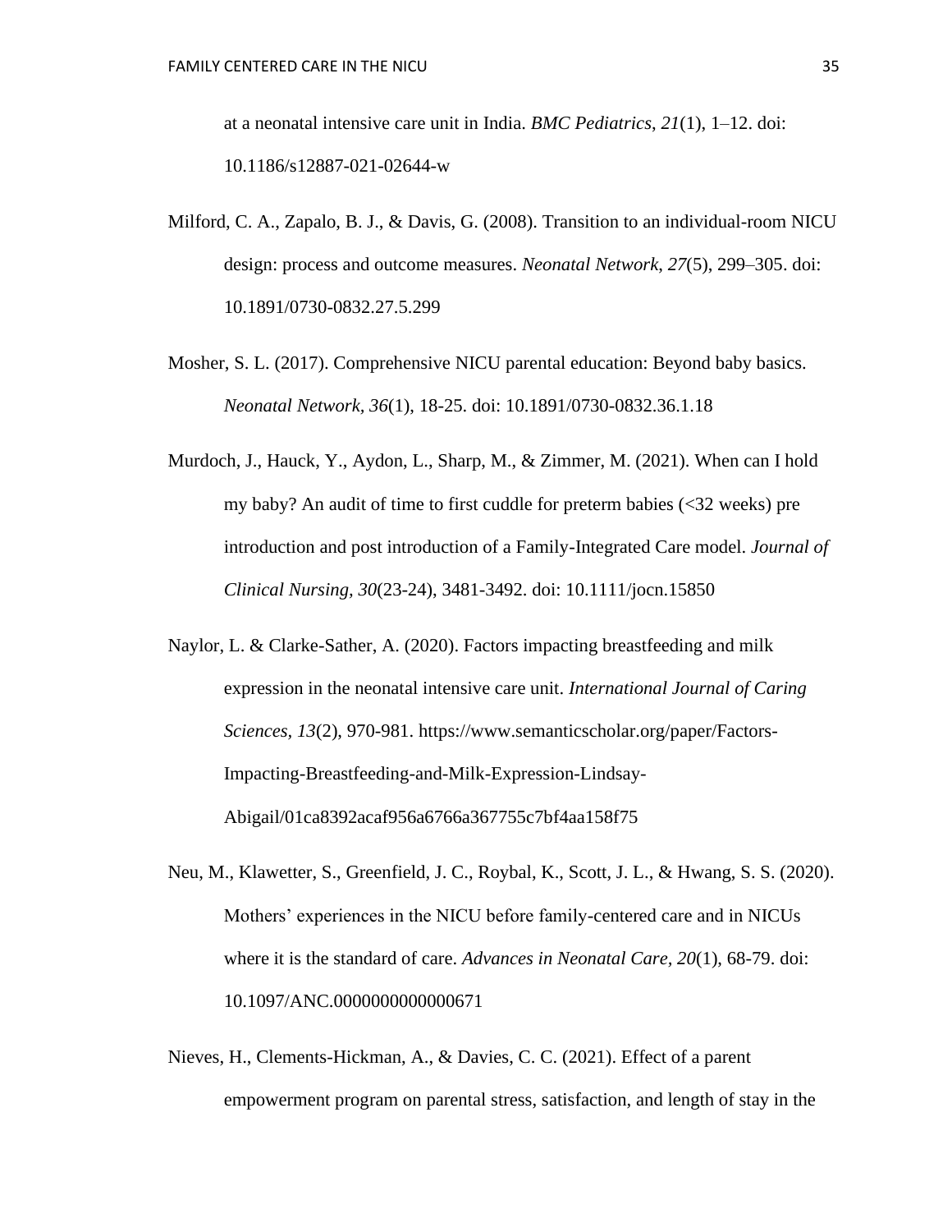at a neonatal intensive care unit in India. *BMC Pediatrics*, *21*(1), 1–12. doi: 10.1186/s12887-021-02644-w

Milford, C. A., Zapalo, B. J., & Davis, G. (2008). Transition to an individual-room NICU design: process and outcome measures. *Neonatal Network*, *27*(5), 299–305. doi: 10.1891/0730-0832.27.5.299

Mosher, S. L. (2017). Comprehensive NICU parental education: Beyond baby basics. *Neonatal Network, 36*(1), 18-25. doi: 10.1891/0730-0832.36.1.18

Murdoch, J., Hauck, Y., Aydon, L., Sharp, M., & Zimmer, M. (2021). When can I hold my baby? An audit of time to first cuddle for preterm babies (<32 weeks) pre introduction and post introduction of a Family-Integrated Care model. *Journal of Clinical Nursing, 30*(23-24), 3481-3492. doi: 10.1111/jocn.15850

Naylor, L. & Clarke-Sather, A. (2020). Factors impacting breastfeeding and milk expression in the neonatal intensive care unit. *International Journal of Caring Sciences, 13*(2), 970-981. https://www.semanticscholar.org/paper/Factors-Impacting-Breastfeeding-and-Milk-Expression-Lindsay-Abigail/01ca8392acaf956a6766a367755c7bf4aa158f75

Neu, M., Klawetter, S., Greenfield, J. C., Roybal, K., Scott, J. L., & Hwang, S. S. (2020). Mothers' experiences in the NICU before family-centered care and in NICUs where it is the standard of care. *Advances in Neonatal Care, 20*(1), 68-79. doi: 10.1097/ANC.0000000000000671

Nieves, H., Clements-Hickman, A., & Davies, C. C. (2021). Effect of a parent empowerment program on parental stress, satisfaction, and length of stay in the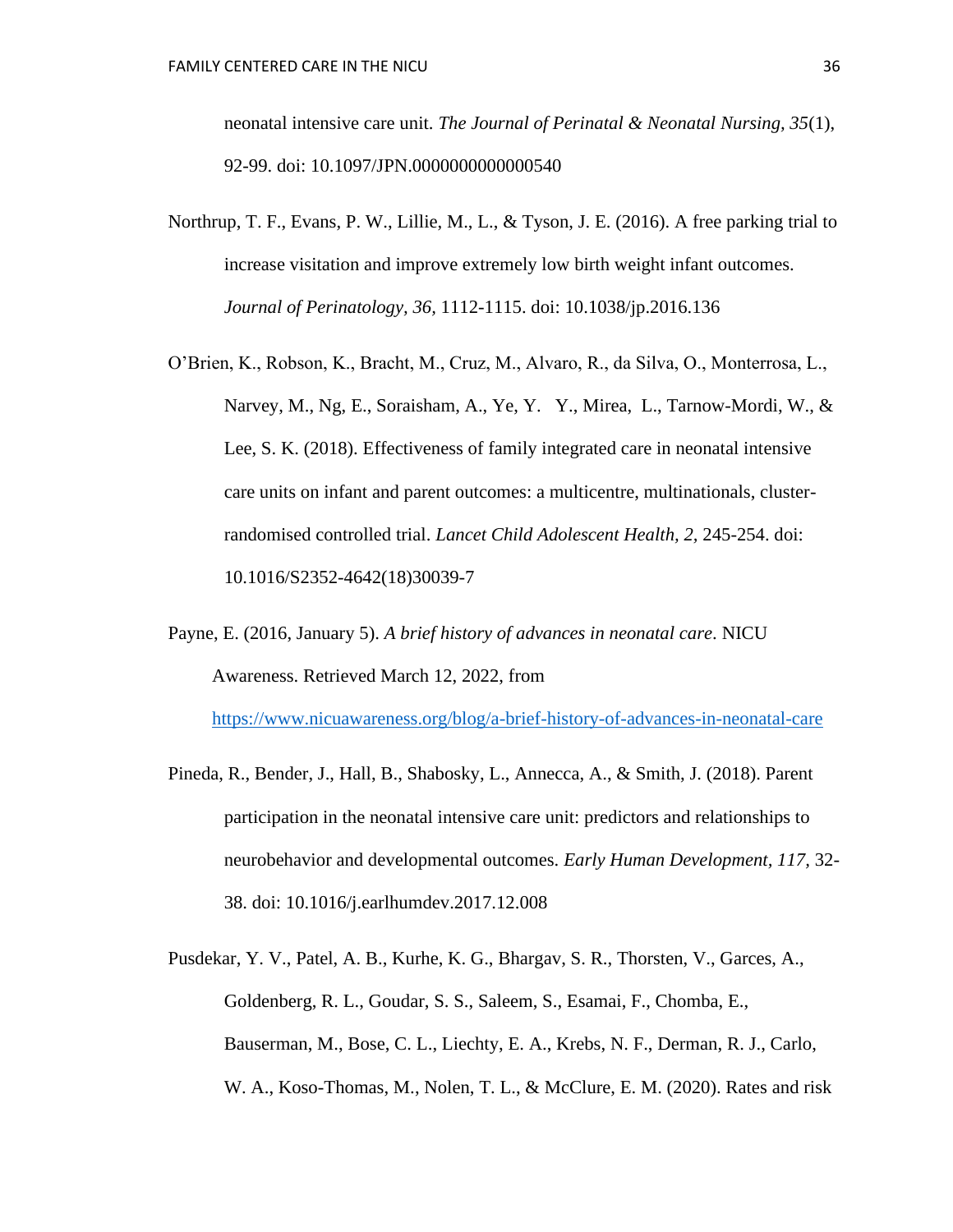neonatal intensive care unit. *The Journal of Perinatal & Neonatal Nursing, 35*(1), 92-99. doi: 10.1097/JPN.0000000000000540

Northrup, T. F., Evans, P. W., Lillie, M., L., & Tyson, J. E. (2016). A free parking trial to increase visitation and improve extremely low birth weight infant outcomes. *Journal of Perinatology, 36,* 1112-1115. doi: 10.1038/jp.2016.136

O'Brien, K., Robson, K., Bracht, M., Cruz, M., Alvaro, R., da Silva, O., Monterrosa, L., Narvey, M., Ng, E., Soraisham, A., Ye, Y. Y., Mirea, L., Tarnow-Mordi, W., & Lee, S. K. (2018). Effectiveness of family integrated care in neonatal intensive care units on infant and parent outcomes: a multicentre, multinationals, cluster-randomised controlled trial. *Lancet Child Adolescent Health, 2,* 245-254. doi: 10.1016/S2352-4642(18)30039-7

Payne, E. (2016, January 5). *A brief history of advances in neonatal care*. NICU Awareness. Retrieved March 12, 2022, from https://www.nicuawareness.org/blog/a-brief-history-of-advances-in-neonatal-care

Pineda, R., Bender, J., Hall, B., Shabosky, L., Annecca, A., & Smith, J. (2018). Parent participation in the neonatal intensive care unit: predictors and relationships to neurobehavior and developmental outcomes. *Early Human Development, 117,* 32-38. doi: 10.1016/j.earlhumdev.2017.12.008

Pusdekar, Y. V., Patel, A. B., Kurhe, K. G., Bhargav, S. R., Thorsten, V., Garces, A., Goldenberg, R. L., Goudar, S. S., Saleem, S., Esamai, F., Chomba, E., Bauserman, M., Bose, C. L., Liechty, E. A., Krebs, N. F., Derman, R. J., Carlo, W. A., Koso-Thomas, M., Nolen, T. L., & McClure, E. M. (2020). Rates and risk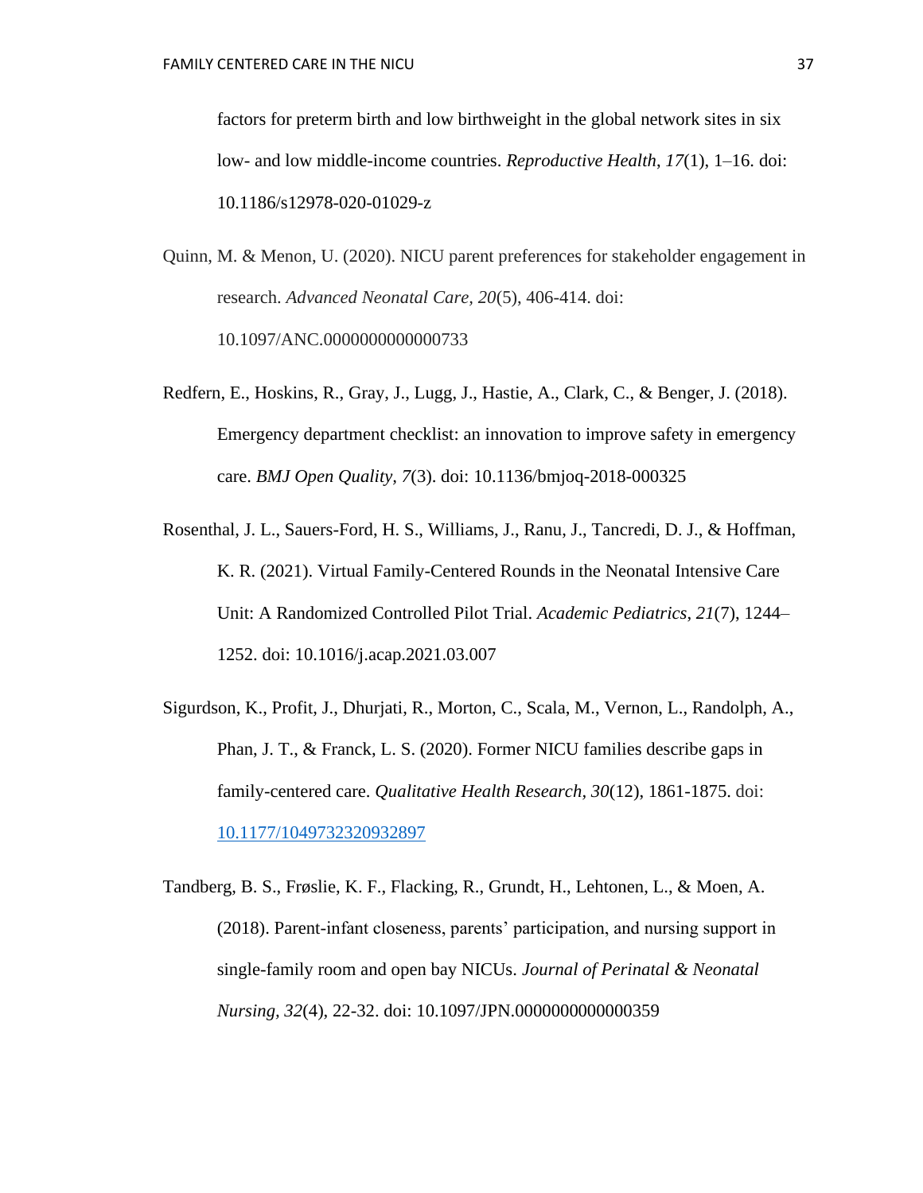factors for preterm birth and low birthweight in the global network sites in six low- and low middle-income countries. *Reproductive Health*, *17*(1), 1–16. doi: 10.1186/s12978-020-01029-z

Quinn, M. & Menon, U. (2020). NICU parent preferences for stakeholder engagement in research. *Advanced Neonatal Care, 20*(5), 406-414. doi: 10.1097/ANC.0000000000000733

Redfern, E., Hoskins, R., Gray, J., Lugg, J., Hastie, A., Clark, C., & Benger, J. (2018). Emergency department checklist: an innovation to improve safety in emergency care. *BMJ Open Quality, 7*(3). doi: 10.1136/bmjoq-2018-000325

Rosenthal, J. L., Sauers-Ford, H. S., Williams, J., Ranu, J., Tancredi, D. J., & Hoffman, K. R. (2021). Virtual Family-Centered Rounds in the Neonatal Intensive Care Unit: A Randomized Controlled Pilot Trial. *Academic Pediatrics*, *21*(7), 1244–1252. doi: 10.1016/j.acap.2021.03.007

Sigurdson, K., Profit, J., Dhurjati, R., Morton, C., Scala, M., Vernon, L., Randolph, A., Phan, J. T., & Franck, L. S. (2020). Former NICU families describe gaps in family-centered care. *Qualitative Health Research*, *30*(12), 1861-1875. doi: 10.1177/1049732320932897

Tandberg, B. S., Frøslie, K. F., Flacking, R., Grundt, H., Lehtonen, L., & Moen, A. (2018). Parent-infant closeness, parents' participation, and nursing support in single-family room and open bay NICUs. *Journal of Perinatal & Neonatal Nursing*, *32*(4), 22-32. doi: 10.1097/JPN.0000000000000359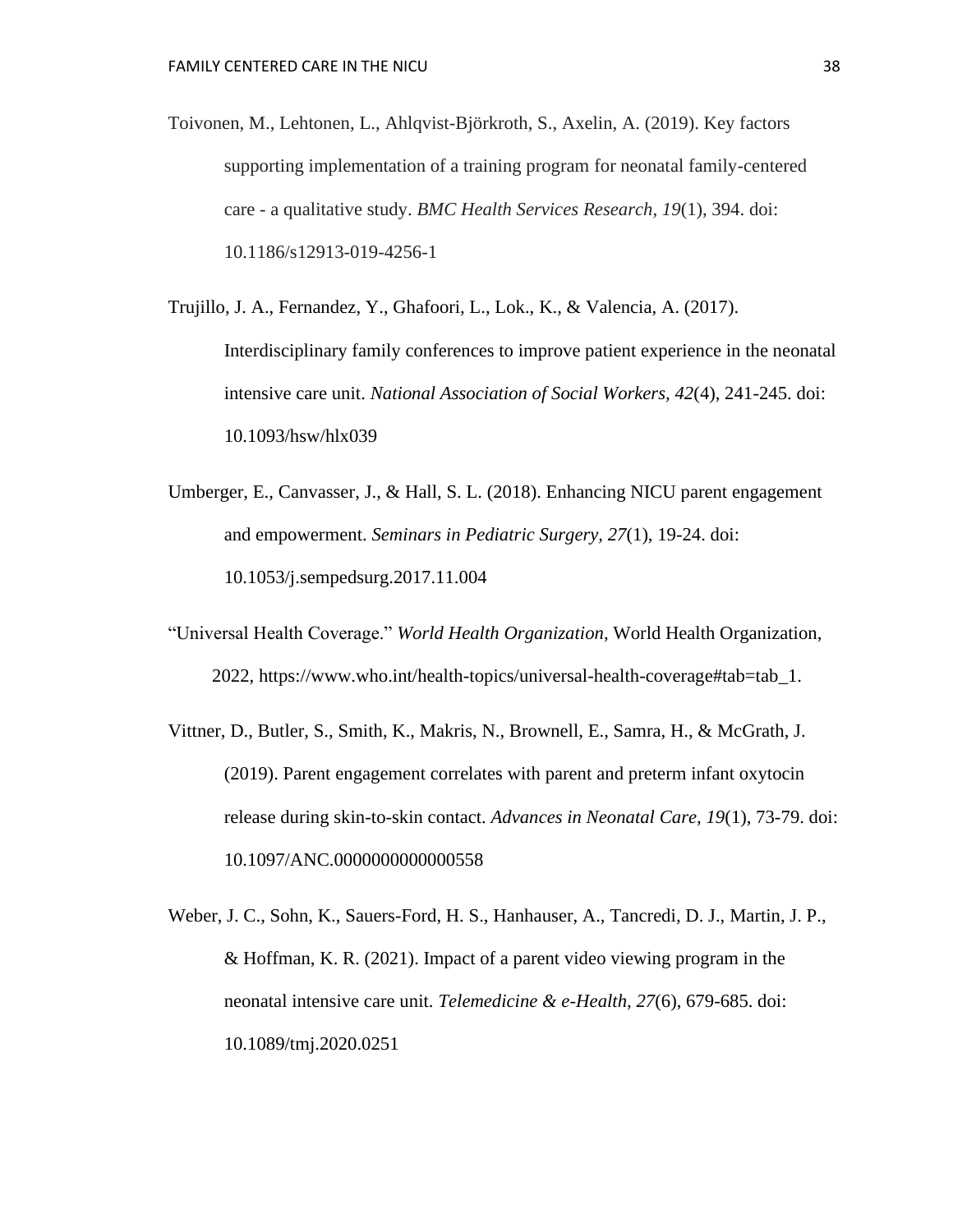Toivonen, M., Lehtonen, L., Ahlqvist-Björkroth, S., Axelin, A. (2019). Key factors supporting implementation of a training program for neonatal family-centered care - a qualitative study. *BMC Health Services Research, 19*(1), 394. doi: 10.1186/s12913-019-4256-1

Trujillo, J. A., Fernandez, Y., Ghafoori, L., Lok., K., & Valencia, A. (2017). Interdisciplinary family conferences to improve patient experience in the neonatal intensive care unit. *National Association of Social Workers, 42*(4), 241-245. doi: 10.1093/hsw/hlx039

Umberger, E., Canvasser, J., & Hall, S. L. (2018). Enhancing NICU parent engagement and empowerment. *Seminars in Pediatric Surgery, 27*(1), 19-24. doi: 10.1053/j.sempedsurg.2017.11.004

"Universal Health Coverage." *World Health Organization*, World Health Organization, 2022, https://www.who.int/health-topics/universal-health-coverage#tab=tab_1.

Vittner, D., Butler, S., Smith, K., Makris, N., Brownell, E., Samra, H., & McGrath, J. (2019). Parent engagement correlates with parent and preterm infant oxytocin release during skin-to-skin contact. *Advances in Neonatal Care, 19*(1), 73-79. doi: 10.1097/ANC.0000000000000558

Weber, J. C., Sohn, K., Sauers-Ford, H. S., Hanhauser, A., Tancredi, D. J., Martin, J. P., & Hoffman, K. R. (2021). Impact of a parent video viewing program in the neonatal intensive care unit. *Telemedicine & e-Health, 27*(6), 679-685. doi: 10.1089/tmj.2020.0251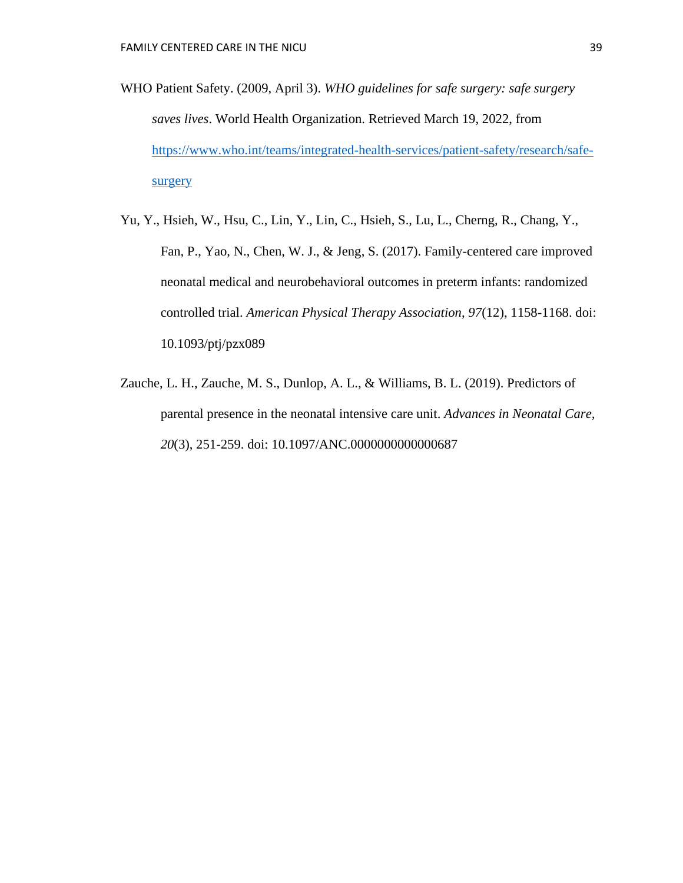WHO Patient Safety. (2009, April 3). *WHO guidelines for safe surgery: safe surgery saves lives*. World Health Organization. Retrieved March 19, 2022, from https://www.who.int/teams/integrated-health-services/patient-safety/research/safe-surgery

Yu, Y., Hsieh, W., Hsu, C., Lin, Y., Lin, C., Hsieh, S., Lu, L., Cherng, R., Chang, Y., Fan, P., Yao, N., Chen, W. J., & Jeng, S. (2017). Family-centered care improved neonatal medical and neurobehavioral outcomes in preterm infants: randomized controlled trial. *American Physical Therapy Association, 97*(12), 1158-1168. doi: 10.1093/ptj/pzx089

Zauche, L. H., Zauche, M. S., Dunlop, A. L., & Williams, B. L. (2019). Predictors of parental presence in the neonatal intensive care unit. *Advances in Neonatal Care, 20*(3), 251-259. doi: 10.1097/ANC.0000000000000687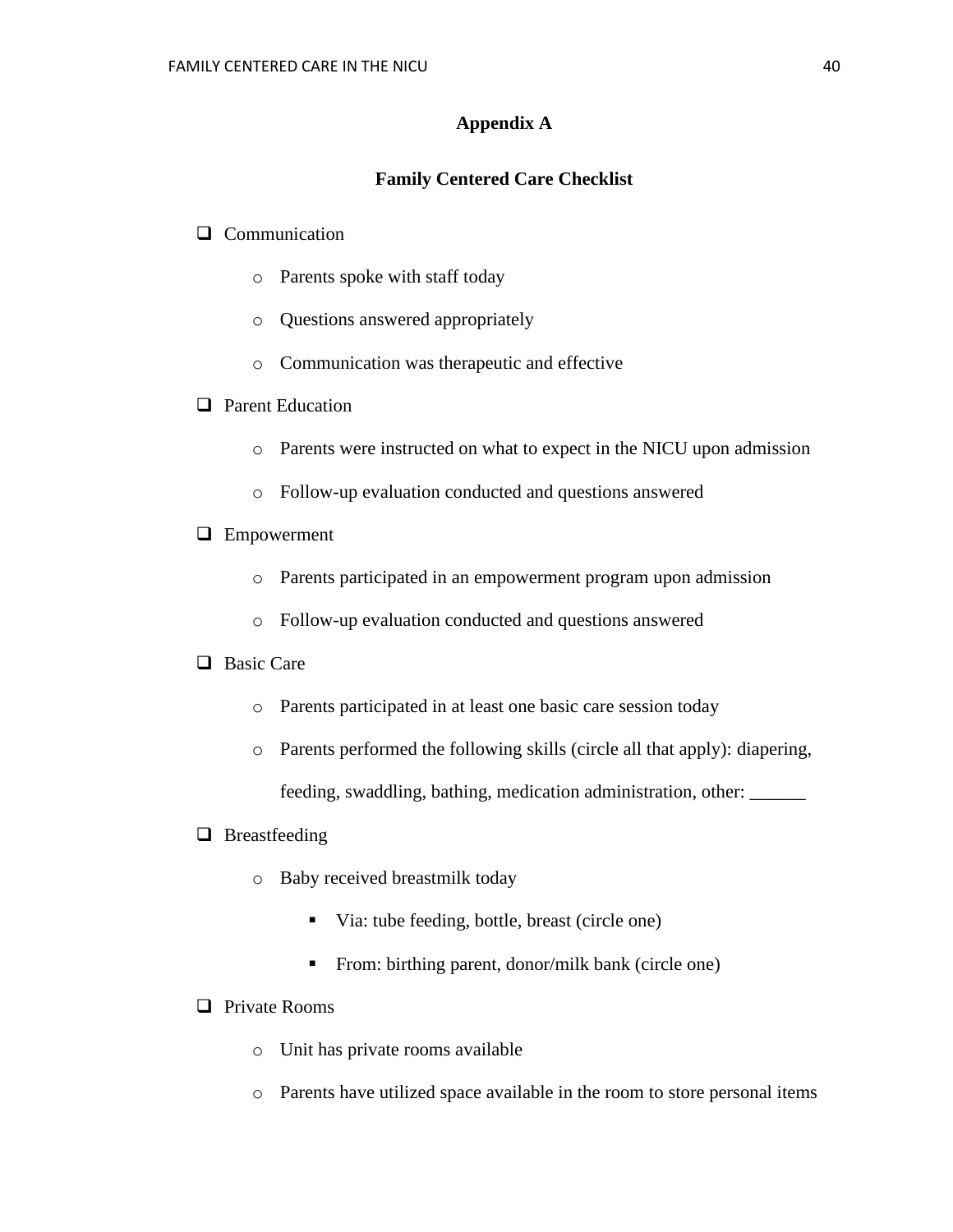# Appendix A

## Family Centered Care Checklist

- [ ] Communication
  - Parents spoke with staff today
  - Questions answered appropriately
  - Communication was therapeutic and effective
- [ ] Parent Education
  - Parents were instructed on what to expect in the NICU upon admission
  - Follow-up evaluation conducted and questions answered
- [ ] Empowerment
  - Parents participated in an empowerment program upon admission
  - Follow-up evaluation conducted and questions answered
- [ ] Basic Care
  - Parents participated in at least one basic care session today
  - Parents performed the following skills (circle all that apply): diapering, feeding, swaddling, bathing, medication administration, other: ______
- [ ] Breastfeeding
  - Baby received breastmilk today
    - Via: tube feeding, bottle, breast (circle one)
    - From: birthing parent, donor/milk bank (circle one)
- [ ] Private Rooms
  - Unit has private rooms available
  - Parents have utilized space available in the room to store personal items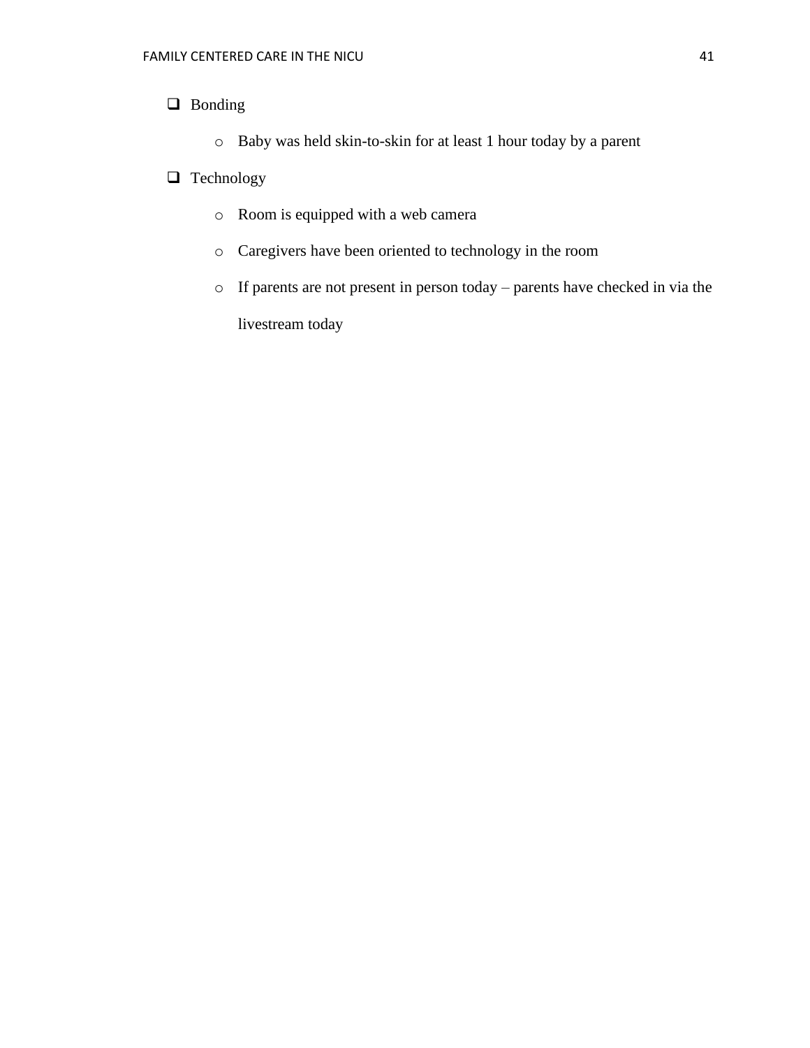- [ ] Bonding
    - Baby was held skin-to-skin for at least 1 hour today by a parent
- [ ] Technology
    - Room is equipped with a web camera
    - Caregivers have been oriented to technology in the room
    - If parents are not present in person today – parents have checked in via the livestream today